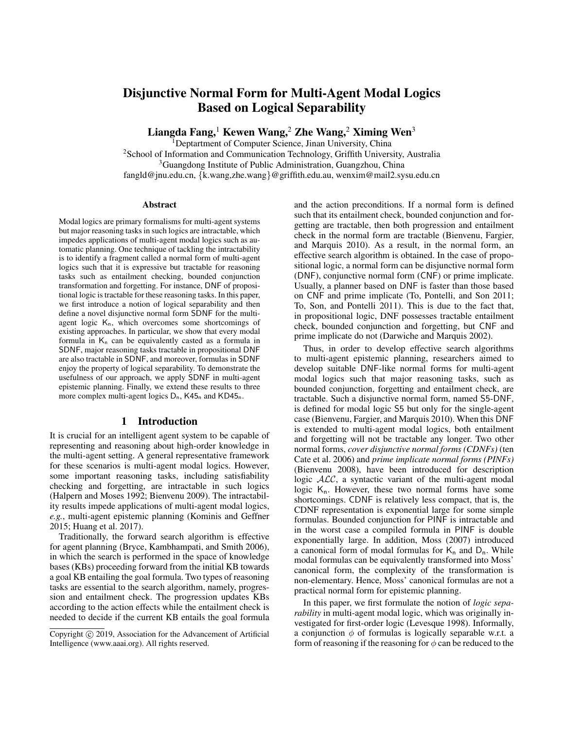# Disjunctive Normal Form for Multi-Agent Modal Logics Based on Logical Separability

**Liangda Fang,[1] Kewen Wang,[2] Zhe Wang,[2] Ximing Wen[3]**

[1]Deptartment of Computer Science, Jinan University, China
[2]School of Information and Communication Technology, Griffith University, Australia
[3]Guangdong Institute of Public Administration, Guangzhou, China
fangld@jnu.edu.cn, {k.wang,zhe.wang}@griffith.edu.au, wenxim@mail2.sysu.edu.cn

## Abstract

Modal logics are primary formalisms for multi-agent systems but major reasoning tasks in such logics are intractable, which impedes applications of multi-agent modal logics such as automatic planning. One technique of tackling the intractability is to identify a fragment called a normal form of multi-agent logics such that it is expressive but tractable for reasoning tasks such as entailment checking, bounded conjunction transformation and forgetting. For instance, DNF of propositional logic is tractable for these reasoning tasks. In this paper, we first introduce a notion of logical separability and then define a novel disjunctive normal form SDNF for the multi-agent logic $\mathsf{K_n}$, which overcomes some shortcomings of existing approaches. In particular, we show that every modal formula in $\mathsf{K_n}$ can be equivalently casted as a formula in SDNF, major reasoning tasks tractable in propositional DNF are also tractable in SDNF, and moreover, formulas in SDNF enjoy the property of logical separability. To demonstrate the usefulness of our approach, we apply SDNF in multi-agent epistemic planning. Finally, we extend these results to three more complex multi-agent logics $\mathsf{D_n}$, $\mathsf{K45_n}$ and $\mathsf{KD45_n}$.

## 1 Introduction

It is crucial for an intelligent agent system to be capable of representing and reasoning about high-order knowledge in the multi-agent setting. A general representative framework for these scenarios is multi-agent modal logics. However, some important reasoning tasks, including satisfiability checking and forgetting, are intractable in such logics (Halpern and Moses 1992; Bienvenu 2009). The intractability results impede applications of multi-agent modal logics, *e.g.*, multi-agent epistemic planning (Kominis and Geffner 2015; Huang et al. 2017).

Traditionally, the forward search algorithm is effective for agent planning (Bryce, Kambhampati, and Smith 2006), in which the search is performed in the space of knowledge bases (KBs) proceeding forward from the initial KB towards a goal KB entailing the goal formula. Two types of reasoning tasks are essential to the search algorithm, namely, progression and entailment check. The progression updates KBs according to the action effects while the entailment check is needed to decide if the current KB entails the goal formula and the action preconditions. If a normal form is defined such that its entailment check, bounded conjunction and forgetting are tractable, then both progression and entailment check in the normal form are tractable (Bienvenu, Fargier, and Marquis 2010). As a result, in the normal form, an effective search algorithm is obtained. In the case of propositional logic, a normal form can be disjunctive normal form (DNF), conjunctive normal form (CNF) or prime implicate. Usually, a planner based on DNF is faster than those based on CNF and prime implicate (To, Pontelli, and Son 2011; To, Son, and Pontelli 2011). This is due to the fact that, in propositional logic, DNF possesses tractable entailment check, bounded conjunction and forgetting, but CNF and prime implicate do not (Darwiche and Marquis 2002).

Thus, in order to develop effective search algorithms to multi-agent epistemic planning, researchers aimed to develop suitable DNF-like normal forms for multi-agent modal logics such that major reasoning tasks, such as bounded conjunction, forgetting and entailment check, are tractable. Such a disjunctive normal form, named S5-DNF, is defined for modal logic S5 but only for the single-agent case (Bienvenu, Fargier, and Marquis 2010). When this DNF is extended to multi-agent modal logics, both entailment and forgetting will not be tractable any longer. Two other normal forms, *cover disjunctive normal forms (CDNFs)* (ten Cate et al. 2006) and *prime implicate normal forms (PINFs)* (Bienvenu 2008), have been introduced for description logic $\mathcal{ALC}$, a syntactic variant of the multi-agent modal logic $\mathsf{K_n}$. However, these two normal forms have some shortcomings. CDNF is relatively less compact, that is, the CDNF representation is exponential large for some simple formulas. Bounded conjunction for PINF is intractable and in the worst case a compiled formula in PINF is double exponentially large. In addition, Moss (2007) introduced a canonical form of modal formulas for $\mathsf{K_n}$ and $\mathsf{D_n}$. While modal formulas can be equivalently transformed into Moss' canonical form, the complexity of the transformation is non-elementary. Hence, Moss' canonical formulas are not a practical normal form for epistemic planning.

In this paper, we first formulate the notion of *logic separability* in multi-agent modal logic, which was originally investigated for first-order logic (Levesque 1998). Informally, a conjunction $\phi$ of formulas is logically separable w.r.t. a form of reasoning if the reasoning for $\phi$ can be reduced to the

Copyright © 2019, Association for the Advancement of Artificial Intelligence (www.aaai.org). All rights reserved.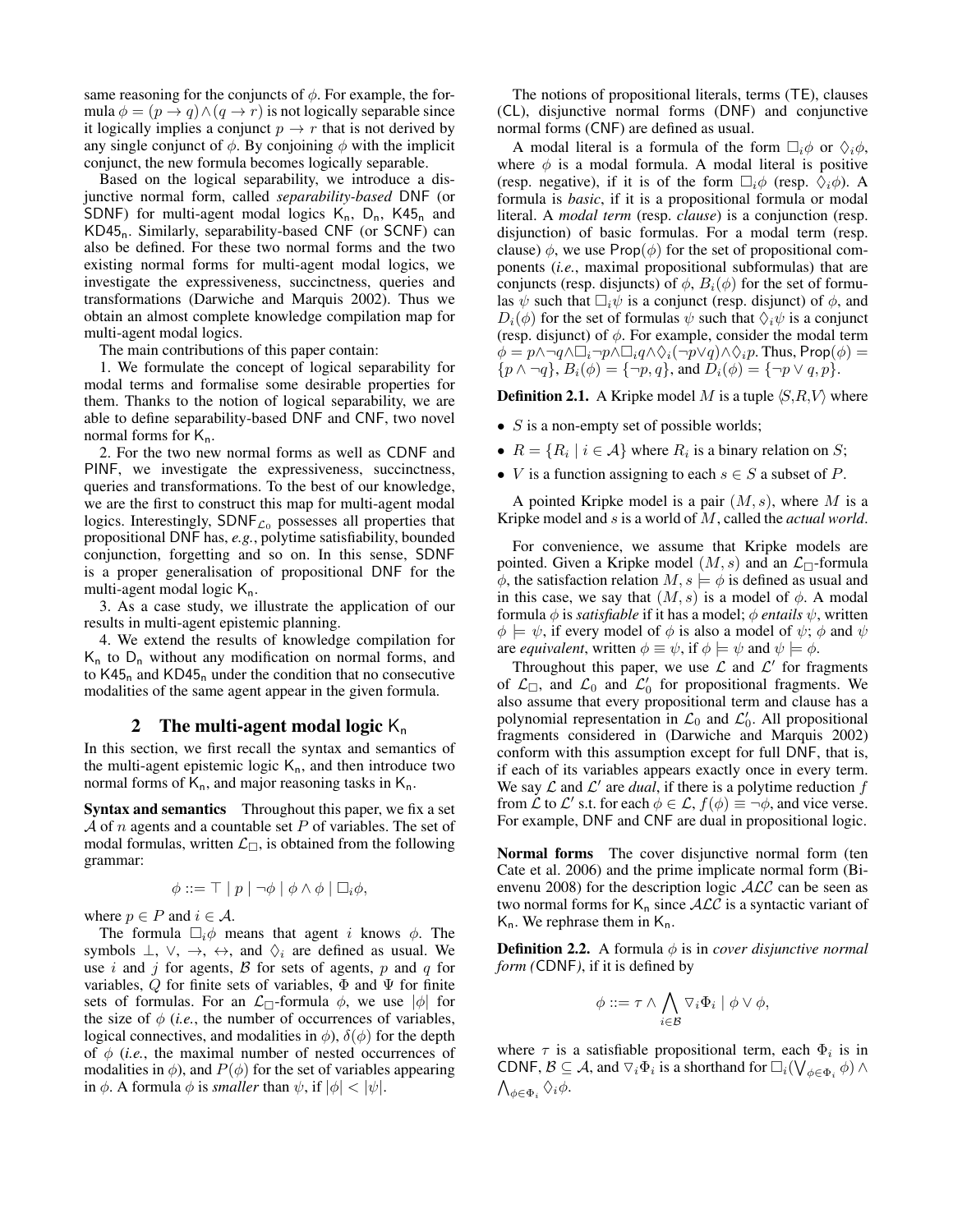same reasoning for the conjuncts of $\phi$. For example, the formula $\phi = (p \to q) \wedge (q \to r)$ is not logically separable since it logically implies a conjunct $p \to r$ that is not derived by any single conjunct of $\phi$. By conjoining $\phi$ with the implicit conjunct, the new formula becomes logically separable.

Based on the logical separability, we introduce a disjunctive normal form, called *separability-based* DNF (or SDNF) for multi-agent modal logics $\mathsf{K_n}$, $\mathsf{D_n}$, $\mathsf{K45_n}$ and $\mathsf{KD45_n}$. Similarly, separability-based CNF (or SCNF) can also be defined. For these two normal forms and the two existing normal forms for multi-agent modal logics, we investigate the expressiveness, succinctness, queries and transformations (Darwiche and Marquis 2002). Thus we obtain an almost complete knowledge compilation map for multi-agent modal logics.

The main contributions of this paper contain:

1. We formulate the concept of logical separability for modal terms and formalise some desirable properties for them. Thanks to the notion of logical separability, we are able to define separability-based DNF and CNF, two novel normal forms for $\mathsf{K_n}$.

2. For the two new normal forms as well as CDNF and PINF, we investigate the expressiveness, succinctness, queries and transformations. To the best of our knowledge, we are the first to construct this map for multi-agent modal logics. Interestingly, $\mathsf{SDNF}_{\mathcal{L}_0}$ possesses all properties that propositional DNF has, *e.g.*, polytime satisfiability, bounded conjunction, forgetting and so on. In this sense, SDNF is a proper generalisation of propositional DNF for the multi-agent modal logic $\mathsf{K_n}$.

3. As a case study, we illustrate the application of our results in multi-agent epistemic planning.

4. We extend the results of knowledge compilation for $\mathsf{K_n}$ to $\mathsf{D_n}$ without any modification on normal forms, and to $\mathsf{K45_n}$ and $\mathsf{KD45_n}$ under the condition that no consecutive modalities of the same agent appear in the given formula.

## 2 The multi-agent modal logic $\mathsf{K_n}$

In this section, we first recall the syntax and semantics of the multi-agent epistemic logic $\mathsf{K_n}$, and then introduce two normal forms of $\mathsf{K_n}$, and major reasoning tasks in $\mathsf{K_n}$.

**Syntax and semantics** Throughout this paper, we fix a set $\mathcal{A}$ of $n$ agents and a countable set $P$ of variables. The set of modal formulas, written $\mathcal{L}_\Box$, is obtained from the following grammar:

$$\phi ::= \top \mid p \mid \neg\phi \mid \phi \wedge \phi \mid \Box_i\phi,$$

where $p \in P$ and $i \in \mathcal{A}$.

The formula $\Box_i\phi$ means that agent $i$ knows $\phi$. The symbols $\bot$, $\vee$, $\to$, $\leftrightarrow$, and $\Diamond_i$ are defined as usual. We use $i$ and $j$ for agents, $\mathcal{B}$ for sets of agents, $p$ and $q$ for variables, $Q$ for finite sets of variables, $\Phi$ and $\Psi$ for finite sets of formulas. For an $\mathcal{L}_\Box$-formula $\phi$, we use $|\phi|$ for the size of $\phi$ (*i.e.*, the number of occurrences of variables, logical connectives, and modalities in $\phi$), $\delta(\phi)$ for the depth of $\phi$ (*i.e.*, the maximal number of nested occurrences of modalities in $\phi$), and $P(\phi)$ for the set of variables appearing in $\phi$. A formula $\phi$ is *smaller* than $\psi$, if $|\phi| < |\psi|$.

The notions of propositional literals, terms (TE), clauses (CL), disjunctive normal forms (DNF) and conjunctive normal forms (CNF) are defined as usual.

A modal literal is a formula of the form $\Box_i\phi$ or $\Diamond_i\phi$, where $\phi$ is a modal formula. A modal literal is positive (resp. negative), if it is of the form $\Box_i\phi$ (resp. $\Diamond_i\phi$). A formula is *basic*, if it is a propositional formula or modal literal. A *modal term* (resp. *clause*) is a conjunction (resp. disjunction) of basic formulas. For a modal term (resp. clause) $\phi$, we use $\mathsf{Prop}(\phi)$ for the set of propositional components (*i.e.*, maximal propositional subformulas) that are conjuncts (resp. disjuncts) of $\phi$, $B_i(\phi)$ for the set of formulas $\psi$ such that $\Box_i\psi$ is a conjunct (resp. disjunct) of $\phi$, and $D_i(\phi)$ for the set of formulas $\psi$ such that $\Diamond_i\psi$ is a conjunct (resp. disjunct) of $\phi$. For example, consider the modal term $\phi = p \wedge \neg q \wedge \Box_i \neg p \wedge \Box_i q \wedge \Diamond_i(\neg p \vee q) \wedge \Diamond_i p$. Thus, $\mathsf{Prop}(\phi) = \{p \wedge \neg q\}$, $B_i(\phi) = \{\neg p, q\}$, and $D_i(\phi) = \{\neg p \vee q, p\}$.

**Definition 2.1.** A Kripke model $M$ is a tuple $\langle S, R, V\rangle$ where

- $S$ is a non-empty set of possible worlds;
- $R = \{R_i \mid i \in \mathcal{A}\}$ where $R_i$ is a binary relation on $S$;
- $V$ is a function assigning to each $s \in S$ a subset of $P$.

A pointed Kripke model is a pair $(M, s)$, where $M$ is a Kripke model and $s$ is a world of $M$, called the *actual world*.

For convenience, we assume that Kripke models are pointed. Given a Kripke model $(M, s)$ and an $\mathcal{L}_\Box$-formula $\phi$, the satisfaction relation $M, s \models \phi$ is defined as usual and in this case, we say that $(M, s)$ is a model of $\phi$. A modal formula $\phi$ is *satisfiable* if it has a model; $\phi$ *entails* $\psi$, written $\phi \models \psi$, if every model of $\phi$ is also a model of $\psi$; $\phi$ and $\psi$ are *equivalent*, written $\phi \equiv \psi$, if $\phi \models \psi$ and $\psi \models \phi$.

Throughout this paper, we use $\mathcal{L}$ and $\mathcal{L}'$ for fragments of $\mathcal{L}_\Box$, and $\mathcal{L}_0$ and $\mathcal{L}'_0$ for propositional fragments. We also assume that every propositional term and clause has a polynomial representation in $\mathcal{L}_0$ and $\mathcal{L}'_0$. All propositional fragments considered in (Darwiche and Marquis 2002) conform with this assumption except for full DNF, that is, if each of its variables appears exactly once in every term. We say $\mathcal{L}$ and $\mathcal{L}'$ are *dual*, if there is a polytime reduction $f$ from $\mathcal{L}$ to $\mathcal{L}'$ s.t. for each $\phi \in \mathcal{L}$, $f(\phi) \equiv \neg\phi$, and vice verse. For example, DNF and CNF are dual in propositional logic.

**Normal forms** The cover disjunctive normal form (ten Cate et al. 2006) and the prime implicate normal form (Bienvenu 2008) for the description logic $\mathcal{ALC}$ can be seen as two normal forms for $\mathsf{K_n}$ since $\mathcal{ALC}$ is a syntactic variant of $\mathsf{K_n}$. We rephrase them in $\mathsf{K_n}$.

**Definition 2.2.** A formula $\phi$ is in *cover disjunctive normal form (*CDNF*)*, if it is defined by

$$\phi ::= \tau \wedge \bigwedge_{i \in \mathcal{B}} \triangledown_i \Phi_i \mid \phi \vee \phi,$$

where $\tau$ is a satisfiable propositional term, each $\Phi_i$ is in CDNF, $\mathcal{B} \subseteq \mathcal{A}$, and $\triangledown_i\Phi_i$ is a shorthand for $\Box_i(\bigvee_{\phi \in \Phi_i} \phi) \wedge \bigwedge_{\phi \in \Phi_i} \Diamond_i\phi$.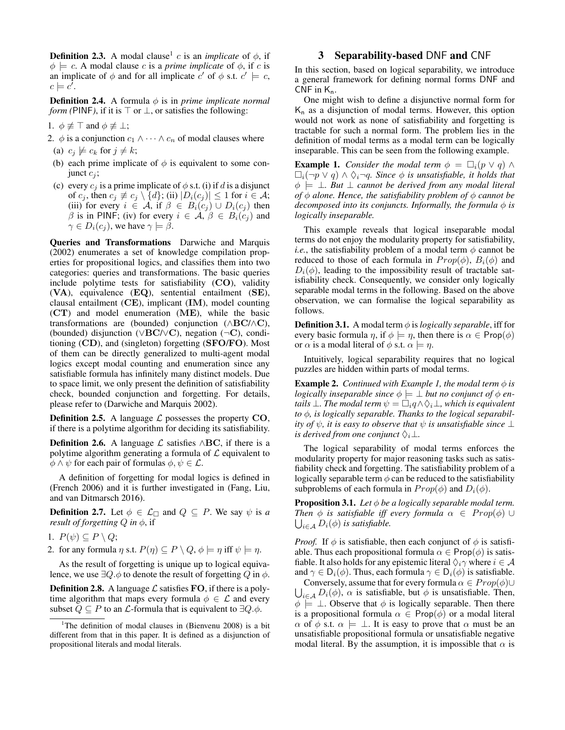**Definition 2.3.** A modal clause[1] $c$ is an *implicate* of $\phi$, if $\phi \models c$. A modal clause $c$ is a *prime implicate* of $\phi$, if $c$ is an implicate of $\phi$ and for all implicate $c'$ of $\phi$ s.t. $c' \models c$, $c \models c'$.

**Definition 2.4.** A formula $\phi$ is in *prime implicate normal form (*PINF*)*, if it is $\top$ or $\bot$, or satisfies the following:

1. $\phi \not\equiv \top$ and $\phi \not\equiv \bot$;
2. $\phi$ is a conjunction $c_1 \wedge \cdots \wedge c_n$ of modal clauses where
   (a) $c_j \not\models c_k$ for $j \neq k$;
   (b) each prime implicate of $\phi$ is equivalent to some conjunct $c_j$;
   (c) every $c_j$ is a prime implicate of $\phi$ s.t. (i) if $d$ is a disjunct of $c_j$, then $c_j \not\equiv c_j \setminus \{d\}$; (ii) $|D_i(c_j)| \leq 1$ for $i \in \mathcal{A}$; (iii) for every $i \in \mathcal{A}$, if $\beta \in B_i(c_j) \cup D_i(c_j)$ then $\beta$ is in PINF; (iv) for every $i \in \mathcal{A}$, $\beta \in B_i(c_j)$ and $\gamma \in D_i(c_j)$, we have $\gamma \models \beta$.

**Queries and Transformations** Darwiche and Marquis (2002) enumerates a set of knowledge compilation properties for propositional logics, and classifies them into two categories: queries and transformations. The basic queries include polytime tests for satisfiability (**CO**), validity (**VA**), equivalence (**EQ**), sentential entailment (**SE**), clausal entailment (**CE**), implicant (**IM**), model counting (**CT**) and model enumeration (**ME**), while the basic transformations are (bounded) conjunction ($\wedge$**BC**/$\wedge$**C**), (bounded) disjunction ($\vee$**BC**/$\vee$**C**), negation ($\neg$**C**), conditioning (**CD**), and (singleton) forgetting (**SFO**/**FO**). Most of them can be directly generalized to multi-agent modal logics except modal counting and enumeration since any satisfiable formula has infinitely many distinct models. Due to space limit, we only present the definition of satisfiability check, bounded conjunction and forgetting. For details, please refer to (Darwiche and Marquis 2002).

**Definition 2.5.** A language $\mathcal{L}$ possesses the property **CO**, if there is a polytime algorithm for deciding its satisfiability.

**Definition 2.6.** A language $\mathcal{L}$ satisfies $\wedge$**BC**, if there is a polytime algorithm generating a formula of $\mathcal{L}$ equivalent to $\phi \wedge \psi$ for each pair of formulas $\phi, \psi \in \mathcal{L}$.

A definition of forgetting for modal logics is defined in (French 2006) and it is further investigated in (Fang, Liu, and van Ditmarsch 2016).

**Definition 2.7.** Let $\phi \in \mathcal{L}_\Box$ and $Q \subseteq P$. We say $\psi$ is *a result of forgetting $Q$ in $\phi$*, if

1. $P(\psi) \subseteq P \setminus Q$;
2. for any formula $\eta$ s.t. $P(\eta) \subseteq P \setminus Q$, $\phi \models \eta$ iff $\psi \models \eta$.

As the result of forgetting is unique up to logical equivalence, we use $\exists Q.\phi$ to denote the result of forgetting $Q$ in $\phi$.

**Definition 2.8.** A language $\mathcal{L}$ satisfies **FO**, if there is a polytime algorithm that maps every formula $\phi \in \mathcal{L}$ and every subset $Q \subseteq P$ to an $\mathcal{L}$-formula that is equivalent to $\exists Q.\phi$.

[1]The definition of modal clauses in (Bienvenu 2008) is a bit different from that in this paper. It is defined as a disjunction of propositional literals and modal literals.

## 3 Separability-based DNF and CNF

In this section, based on logical separability, we introduce a general framework for defining normal forms DNF and CNF in $\mathsf{K_n}$.

One might wish to define a disjunctive normal form for $\mathsf{K_n}$ as a disjunction of modal terms. However, this option would not work as none of satisfiability and forgetting is tractable for such a normal form. The problem lies in the definition of modal terms as a modal term can be logically inseparable. This can be seen from the following example.

**Example 1.** *Consider the modal term $\phi = \Box_i(p \vee q) \wedge \Box_i(\neg p \vee q) \wedge \Diamond_i \neg q$. Since $\phi$ is unsatisfiable, it holds that $\phi \models \bot$. But $\bot$ cannot be derived from any modal literal of $\phi$ alone. Hence, the satisfiability problem of $\phi$ cannot be decomposed into its conjuncts. Informally, the formula $\phi$ is logically inseparable.*

This example reveals that logical inseparable modal terms do not enjoy the modularity property for satisfiability, *i.e.*, the satisfiability problem of a modal term $\phi$ cannot be reduced to those of each formula in $Prop(\phi)$, $B_i(\phi)$ and $D_i(\phi)$, leading to the impossibility result of tractable satisfiability check. Consequently, we consider only logically separable modal terms in the following. Based on the above observation, we can formalise the logical separability as follows.

**Definition 3.1.** A modal term $\phi$ is *logically separable*, iff for every basic formula $\eta$, if $\phi \models \eta$, then there is $\alpha \in \mathsf{Prop}(\phi)$ or $\alpha$ is a modal literal of $\phi$ s.t. $\alpha \models \eta$.

Intuitively, logical separability requires that no logical puzzles are hidden within parts of modal terms.

**Example 2.** *Continued with Example 1, the modal term $\phi$ is logically inseparable since $\phi \models \bot$ but no conjunct of $\phi$ entails $\bot$. The modal term $\psi = \Box_i q \wedge \Diamond_i \bot$, which is equivalent to $\phi$, is logically separable. Thanks to the logical separability of $\psi$, it is easy to observe that $\psi$ is unsatisfiable since $\bot$ is derived from one conjunct $\Diamond_i \bot$.*

The logical separability of modal terms enforces the modularity property for major reasoning tasks such as satisfiability check and forgetting. The satisfiability problem of a logically separable term $\phi$ can be reduced to the satisfiability subproblems of each formula in $Prop(\phi)$ and $D_i(\phi)$.

**Proposition 3.1.** *Let $\phi$ be a logically separable modal term. Then $\phi$ is satisfiable iff every formula $\alpha \in Prop(\phi) \cup \bigcup_{i \in \mathcal{A}} D_i(\phi)$ is satisfiable.*

*Proof.* If $\phi$ is satisfiable, then each conjunct of $\phi$ is satisfiable. Thus each propositional formula $\alpha \in \mathsf{Prop}(\phi)$ is satisfiable. It also holds for any epistemic literal $\Diamond_i \gamma$ where $i \in \mathcal{A}$ and $\gamma \in \mathsf{D}_i(\phi)$. Thus, each formula $\gamma \in \mathsf{D}_i(\phi)$ is satisfiable.

Conversely, assume that for every formula $\alpha \in Prop(\phi) \cup \bigcup_{i \in \mathcal{A}} D_i(\phi)$, $\alpha$ is satisfiable, but $\phi$ is unsatisfiable. Then, $\phi \models \bot$. Observe that $\phi$ is logically separable. Then there is a propositional formula $\alpha \in \mathsf{Prop}(\phi)$ or a modal literal $\alpha$ of $\phi$ s.t. $\alpha \models \bot$. It is easy to prove that $\alpha$ must be an unsatisfiable propositional formula or unsatisfiable negative modal literal. By the assumption, it is impossible that $\alpha$ is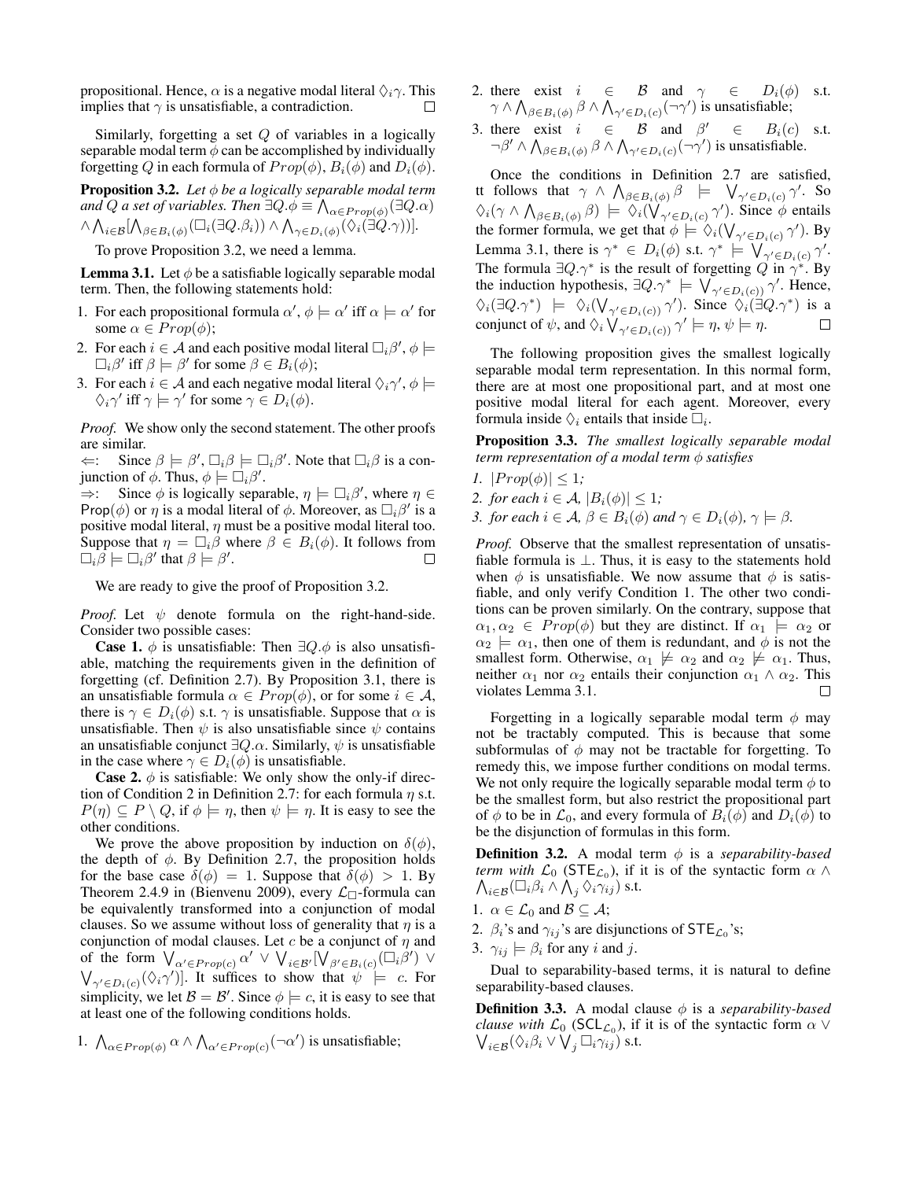propositional. Hence, $\alpha$ is a negative modal literal $\Diamond_i\gamma$. This implies that $\gamma$ is unsatisfiable, a contradiction. $\square$

Similarly, forgetting a set $Q$ of variables in a logically separable modal term $\phi$ can be accomplished by individually forgetting $Q$ in each formula of $Prop(\phi)$, $B_i(\phi)$ and $D_i(\phi)$.

**Proposition 3.2.** *Let $\phi$ be a logically separable modal term and $Q$ a set of variables. Then* $\exists Q.\phi \equiv \bigwedge_{\alpha\in Prop(\phi)}(\exists Q.\alpha) \wedge \bigwedge_{i\in\mathcal{B}}[\bigwedge_{\beta\in B_i(\phi)}(\Box_i(\exists Q.\beta_i)) \wedge \bigwedge_{\gamma\in D_i(\phi)}(\Diamond_i(\exists Q.\gamma))]$.

To prove Proposition 3.2, we need a lemma.

**Lemma 3.1.** Let $\phi$ be a satisfiable logically separable modal term. Then, the following statements hold:

1. For each propositional formula $\alpha'$, $\phi \models \alpha'$ iff $\alpha \models \alpha'$ for some $\alpha \in Prop(\phi)$;
2. For each $i \in \mathcal{A}$ and each positive modal literal $\Box_i\beta'$, $\phi \models \Box_i\beta'$ iff $\beta \models \beta'$ for some $\beta \in B_i(\phi)$;
3. For each $i \in \mathcal{A}$ and each negative modal literal $\Diamond_i\gamma'$, $\phi \models \Diamond_i\gamma'$ iff $\gamma \models \gamma'$ for some $\gamma \in D_i(\phi)$.

*Proof.* We show only the second statement. The other proofs are similar.
$\Leftarrow$: Since $\beta \models \beta'$, $\Box_i\beta \models \Box_i\beta'$. Note that $\Box_i\beta$ is a conjunction of $\phi$. Thus, $\phi \models \Box_i\beta'$.
$\Rightarrow$: Since $\phi$ is logically separable, $\eta \models \Box_i\beta'$, where $\eta \in$ Prop$(\phi)$ or $\eta$ is a modal literal of $\phi$. Moreover, as $\Box_i\beta'$ is a positive modal literal, $\eta$ must be a positive modal literal too. Suppose that $\eta = \Box_i\beta$ where $\beta \in B_i(\phi)$. It follows from $\Box_i\beta \models \Box_i\beta'$ that $\beta \models \beta'$. $\square$

We are ready to give the proof of Proposition 3.2.

*Proof.* Let $\psi$ denote formula on the right-hand-side. Consider two possible cases:

**Case 1.** $\phi$ is unsatisfiable: Then $\exists Q.\phi$ is also unsatisfiable, matching the requirements given in the definition of forgetting (cf. Definition 2.7). By Proposition 3.1, there is an unsatisfiable formula $\alpha \in Prop(\phi)$, or for some $i \in \mathcal{A}$, there is $\gamma \in D_i(\phi)$ s.t. $\gamma$ is unsatisfiable. Suppose that $\alpha$ is unsatisfiable. Then $\psi$ is also unsatisfiable since $\psi$ contains an unsatisfiable conjunct $\exists Q.\alpha$. Similarly, $\psi$ is unsatisfiable in the case where $\gamma \in D_i(\phi)$ is unsatisfiable.

**Case 2.** $\phi$ is satisfiable: We only show the only-if direction of Condition 2 in Definition 2.7: for each formula $\eta$ s.t. $P(\eta) \subseteq P \setminus Q$, if $\phi \models \eta$, then $\psi \models \eta$. It is easy to see the other conditions.

We prove the above proposition by induction on $\delta(\phi)$, the depth of $\phi$. By Definition 2.7, the proposition holds for the base case $\delta(\phi) = 1$. Suppose that $\delta(\phi) > 1$. By Theorem 2.4.9 in (Bienvenu 2009), every $\mathcal{L}_\Box$-formula can be equivalently transformed into a conjunction of modal clauses. So we assume without loss of generality that $\eta$ is a conjunction of modal clauses. Let $c$ be a conjunct of $\eta$ and of the form $\bigvee_{\alpha'\in Prop(c)}\alpha' \vee \bigvee_{i\in\mathcal{B}'}[\bigvee_{\beta'\in B_i(c)}(\Box_i\beta') \vee \bigvee_{\gamma'\in D_i(c)}(\Diamond_i\gamma')]$. It suffices to show that $\psi \models c$. For simplicity, we let $\mathcal{B} = \mathcal{B}'$. Since $\phi \models c$, it is easy to see that at least one of the following conditions holds.

1. $\bigwedge_{\alpha\in Prop(\phi)}\alpha \wedge \bigwedge_{\alpha'\in Prop(c)}(\neg\alpha')$ is unsatisfiable;
2. there exist $i \in \mathcal{B}$ and $\gamma \in D_i(\phi)$ s.t. $\gamma \wedge \bigwedge_{\beta\in B_i(\phi)}\beta \wedge \bigwedge_{\gamma'\in D_i(c)}(\neg\gamma')$ is unsatisfiable;
3. there exist $i \in \mathcal{B}$ and $\beta' \in B_i(c)$ s.t. $\neg\beta' \wedge \bigwedge_{\beta\in B_i(\phi)}\beta \wedge \bigwedge_{\gamma'\in D_i(c)}(\neg\gamma')$ is unsatisfiable.

Once the conditions in Definition 2.7 are satisfied, tt follows that $\gamma \wedge \bigwedge_{\beta\in B_i(\phi)}\beta \models \bigvee_{\gamma'\in D_i(c)}\gamma'$. So $\Diamond_i(\gamma \wedge \bigwedge_{\beta\in B_i(\phi)}\beta) \models \Diamond_i(\bigvee_{\gamma'\in D_i(c)}\gamma')$. Since $\phi$ entails the former formula, we get that $\phi \models \Diamond_i(\bigvee_{\gamma'\in D_i(c)}\gamma')$. By Lemma 3.1, there is $\gamma^* \in D_i(\phi)$ s.t. $\gamma^* \models \bigvee_{\gamma'\in D_i(c)}\gamma'$. The formula $\exists Q.\gamma^*$ is the result of forgetting $Q$ in $\gamma^*$. By the induction hypothesis, $\exists Q.\gamma^* \models \bigvee_{\gamma'\in D_i(c))}\gamma'$. Hence, $\Diamond_i(\exists Q.\gamma^*) \models \Diamond_i(\bigvee_{\gamma'\in D_i(c))}\gamma')$. Since $\Diamond_i(\exists Q.\gamma^*)$ is a conjunct of $\psi$, and $\Diamond_i\bigvee_{\gamma'\in D_i(c))}\gamma' \models \eta$, $\psi \models \eta$. $\square$

The following proposition gives the smallest logically separable modal term representation. In this normal form, there are at most one propositional part, and at most one positive modal literal for each agent. Moreover, every formula inside $\Diamond_i$ entails that inside $\Box_i$.

**Proposition 3.3.** *The smallest logically separable modal term representation of a modal term $\phi$ satisfies*

1. $|Prop(\phi)| \leq 1$*;*
2. *for each $i \in \mathcal{A}$, $|B_i(\phi)| \leq 1$;*
3. *for each $i \in \mathcal{A}$, $\beta \in B_i(\phi)$ and $\gamma \in D_i(\phi)$, $\gamma \models \beta$.*

*Proof.* Observe that the smallest representation of unsatisfiable formula is $\bot$. Thus, it is easy to the statements hold when $\phi$ is unsatisfiable. We now assume that $\phi$ is satisfiable, and only verify Condition 1. The other two conditions can be proven similarly. On the contrary, suppose that $\alpha_1, \alpha_2 \in Prop(\phi)$ but they are distinct. If $\alpha_1 \models \alpha_2$ or $\alpha_2 \models \alpha_1$, then one of them is redundant, and $\phi$ is not the smallest form. Otherwise, $\alpha_1 \not\models \alpha_2$ and $\alpha_2 \not\models \alpha_1$. Thus, neither $\alpha_1$ nor $\alpha_2$ entails their conjunction $\alpha_1 \wedge \alpha_2$. This violates Lemma 3.1. $\square$

Forgetting in a logically separable modal term $\phi$ may not be tractably computed. This is because that some subformulas of $\phi$ may not be tractable for forgetting. To remedy this, we impose further conditions on modal terms. We not only require the logically separable modal term $\phi$ to be the smallest form, but also restrict the propositional part of $\phi$ to be in $\mathcal{L}_0$, and every formula of $B_i(\phi)$ and $D_i(\phi)$ to be the disjunction of formulas in this form.

**Definition 3.2.** A modal term $\phi$ is a *separability-based term with* $\mathcal{L}_0$ ($\mathsf{STE}_{\mathcal{L}_0}$), if it is of the syntactic form $\alpha \wedge \bigwedge_{i\in\mathcal{B}}(\Box_i\beta_i \wedge \bigwedge_j \Diamond_i\gamma_{ij})$ s.t.

1. $\alpha \in \mathcal{L}_0$ and $\mathcal{B} \subseteq \mathcal{A}$;
2. $\beta_i$'s and $\gamma_{ij}$'s are disjunctions of $\mathsf{STE}_{\mathcal{L}_0}$'s;
3. $\gamma_{ij} \models \beta_i$ for any $i$ and $j$.

Dual to separability-based terms, it is natural to define separability-based clauses.

**Definition 3.3.** A modal clause $\phi$ is a *separability-based clause with* $\mathcal{L}_0$ ($\mathsf{SCL}_{\mathcal{L}_0}$), if it is of the syntactic form $\alpha \vee \bigvee_{i\in\mathcal{B}}(\Diamond_i\beta_i \vee \bigvee_j \Box_i\gamma_{ij})$ s.t.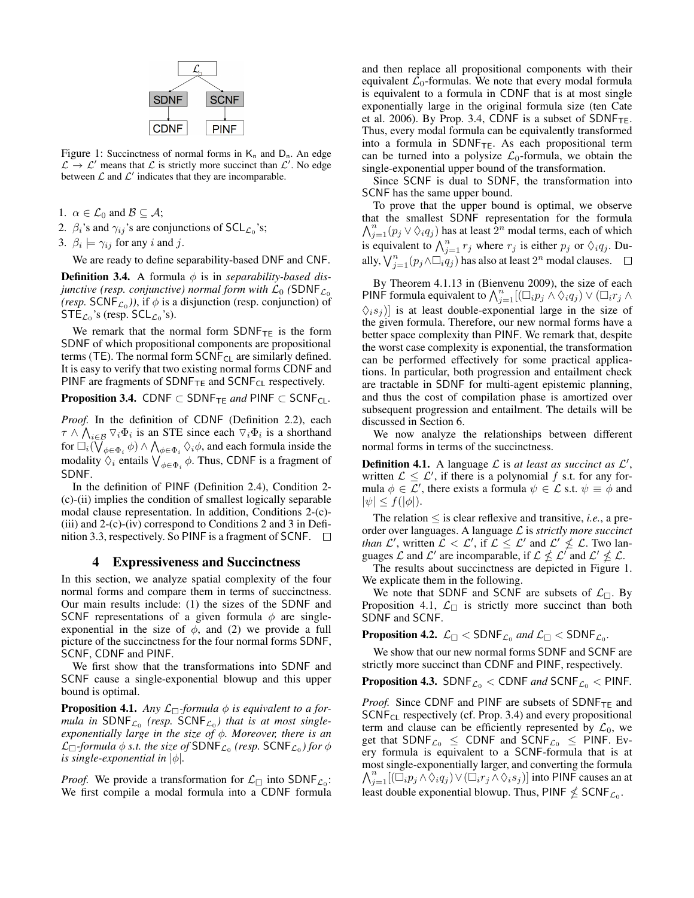Figure 1: Succinctness of normal forms in $K_n$ and $D_n$. An edge $\mathcal{L} \to \mathcal{L}'$ means that $\mathcal{L}$ is strictly more succinct than $\mathcal{L}'$. No edge between $\mathcal{L}$ and $\mathcal{L}'$ indicates that they are incomparable.

1. $\alpha \in \mathcal{L}_0$ and $\mathcal{B} \subseteq \mathcal{A}$;
2. $\beta_i$'s and $\gamma_{ij}$'s are conjunctions of $\mathsf{SCL}_{\mathcal{L}_0}$'s;
3. $\beta_i \models \gamma_{ij}$ for any $i$ and $j$.

We are ready to define separability-based DNF and CNF.

**Definition 3.4.** A formula $\phi$ is in *separability-based disjunctive (resp. conjunctive) normal form with* $\mathcal{L}_0$ *(*$\mathsf{SDNF}_{\mathcal{L}_0}$ *(resp.* $\mathsf{SCNF}_{\mathcal{L}_0}$*))*, if $\phi$ is a disjunction (resp. conjunction) of $\mathsf{STE}_{\mathcal{L}_0}$'s (resp. $\mathsf{SCL}_{\mathcal{L}_0}$'s).

We remark that the normal form $\mathsf{SDNF}_{\mathsf{TE}}$ is the form SDNF of which propositional components are propositional terms (TE). The normal form $\mathsf{SCNF}_{\mathsf{CL}}$ are similarly defined. It is easy to verify that two existing normal forms CDNF and PINF are fragments of $\mathsf{SDNF}_{\mathsf{TE}}$ and $\mathsf{SCNF}_{\mathsf{CL}}$ respectively.

**Proposition 3.4.** $\mathsf{CDNF} \subset \mathsf{SDNF}_{\mathsf{TE}}$ *and* $\mathsf{PINF} \subset \mathsf{SCNF}_{\mathsf{CL}}$.

*Proof.* In the definition of CDNF (Definition 2.2), each $\tau \wedge \bigwedge_{i \in \mathcal{B}} \triangledown_i \Phi_i$ is an STE since each $\triangledown_i \Phi_i$ is a shorthand for $\Box_i(\bigvee_{\phi \in \Phi_i} \phi) \wedge \bigwedge_{\phi \in \Phi_i} \Diamond_i \phi$, and each formula inside the modality $\Diamond_i$ entails $\bigvee_{\phi \in \Phi_i} \phi$. Thus, CDNF is a fragment of SDNF.

In the definition of PINF (Definition 2.4), Condition 2-(c)-(ii) implies the condition of smallest logically separable modal clause representation. In addition, Conditions 2-(c)-(iii) and 2-(c)-(iv) correspond to Conditions 2 and 3 in Definition 3.3, respectively. So PINF is a fragment of SCNF. $\square$

## 4 Expressiveness and Succinctness

In this section, we analyze spatial complexity of the four normal forms and compare them in terms of succinctness. Our main results include: (1) the sizes of the SDNF and SCNF representations of a given formula $\phi$ are single-exponential in the size of $\phi$, and (2) we provide a full picture of the succinctness for the four normal forms SDNF, SCNF, CDNF and PINF.

We first show that the transformations into SDNF and SCNF cause a single-exponential blowup and this upper bound is optimal.

**Proposition 4.1.** *Any* $\mathcal{L}_\Box$*-formula* $\phi$ *is equivalent to a formula in* $\mathsf{SDNF}_{\mathcal{L}_0}$ *(resp.* $\mathsf{SCNF}_{\mathcal{L}_0}$*) that is at most single-exponentially large in the size of* $\phi$*. Moreover, there is an* $\mathcal{L}_\Box$*-formula* $\phi$ *s.t. the size of* $\mathsf{SDNF}_{\mathcal{L}_0}$ *(resp.* $\mathsf{SCNF}_{\mathcal{L}_0}$*) for* $\phi$ *is single-exponential in* $|\phi|$.

*Proof.* We provide a transformation for $\mathcal{L}_\Box$ into $\mathsf{SDNF}_{\mathcal{L}_0}$: We first compile a modal formula into a CDNF formula and then replace all propositional components with their equivalent $\mathcal{L}_0$-formulas. We note that every modal formula is equivalent to a formula in CDNF that is at most single exponentially large in the original formula size (ten Cate et al. 2006). By Prop. 3.4, CDNF is a subset of $\mathsf{SDNF}_{\mathsf{TE}}$. Thus, every modal formula can be equivalently transformed into a formula in $\mathsf{SDNF}_{\mathsf{TE}}$. As each propositional term can be turned into a polysize $\mathcal{L}_0$-formula, we obtain the single-exponential upper bound of the transformation.

Since SCNF is dual to SDNF, the transformation into SCNF has the same upper bound.

To prove that the upper bound is optimal, we observe that the smallest SDNF representation for the formula $\bigwedge_{j=1}^{n}(p_j \vee \Diamond_i q_j)$ has at least $2^n$ modal terms, each of which is equivalent to $\bigwedge_{j=1}^{n} r_j$ where $r_j$ is either $p_j$ or $\Diamond_i q_j$. Dually, $\bigvee_{j=1}^{n}(p_j \wedge \Box_i q_j)$ has also at least $2^n$ modal clauses. $\square$

By Theorem 4.1.13 in (Bienvenu 2009), the size of each PINF formula equivalent to $\bigwedge_{j=1}^{n}[(\Box_i p_j \wedge \Diamond_i q_j) \vee (\Box_i r_j \wedge \Diamond_i s_j)]$ is at least double-exponential large in the size of the given formula. Therefore, our new normal forms have a better space complexity than PINF. We remark that, despite the worst case complexity is exponential, the transformation can be performed effectively for some practical applications. In particular, both progression and entailment check are tractable in SDNF for multi-agent epistemic planning, and thus the cost of compilation phase is amortized over subsequent progression and entailment. The details will be discussed in Section 6.

We now analyze the relationships between different normal forms in terms of the succinctness.

**Definition 4.1.** A language $\mathcal{L}$ is *at least as succinct as* $\mathcal{L}'$, written $\mathcal{L} \leq \mathcal{L}'$, if there is a polynomial $f$ s.t. for any formula $\phi \in \mathcal{L}'$, there exists a formula $\psi \in \mathcal{L}$ s.t. $\psi \equiv \phi$ and $|\psi| \leq f(|\phi|)$.

The relation $\leq$ is clear reflexive and transitive, *i.e.*, a preorder over languages. A language $\mathcal{L}$ is *strictly more succinct than* $\mathcal{L}'$, written $\mathcal{L} < \mathcal{L}'$, if $\mathcal{L} \leq \mathcal{L}'$ and $\mathcal{L}' \not\leq \mathcal{L}$. Two languages $\mathcal{L}$ and $\mathcal{L}'$ are incomparable, if $\mathcal{L} \not\leq \mathcal{L}'$ and $\mathcal{L}' \not\leq \mathcal{L}$.

The results about succinctness are depicted in Figure 1. We explicate them in the following.

We note that SDNF and SCNF are subsets of $\mathcal{L}_\Box$. By Proposition 4.1, $\mathcal{L}_\Box$ is strictly more succinct than both SDNF and SCNF.

**Proposition 4.2.** $\mathcal{L}_\Box < \mathsf{SDNF}_{\mathcal{L}_0}$ *and* $\mathcal{L}_\Box < \mathsf{SDNF}_{\mathcal{L}_0}$.

We show that our new normal forms SDNF and SCNF are strictly more succinct than CDNF and PINF, respectively.

**Proposition 4.3.** $\mathsf{SDNF}_{\mathcal{L}_0} < \mathsf{CDNF}$ *and* $\mathsf{SCNF}_{\mathcal{L}_0} < \mathsf{PINF}$.

*Proof.* Since CDNF and PINF are subsets of $\mathsf{SDNF}_{\mathsf{TE}}$ and $\mathsf{SCNF}_{\mathsf{CL}}$ respectively (cf. Prop. 3.4) and every propositional term and clause can be efficiently represented by $\mathcal{L}_0$, we get that $\mathsf{SDNF}_{\mathcal{L}_0} \leq \mathsf{CDNF}$ and $\mathsf{SCNF}_{\mathcal{L}_0} \leq \mathsf{PINF}$. Every formula is equivalent to a SCNF-formula that is at most single-exponentially larger, and converting the formula $\bigwedge_{j=1}^{n}[(\Box_i p_j \wedge \Diamond_i q_j) \vee (\Box_i r_j \wedge \Diamond_i s_j)]$ into PINF causes an at least double exponential blowup. Thus, $\mathsf{PINF} \not\leq \mathsf{SCNF}_{\mathcal{L}_0}$.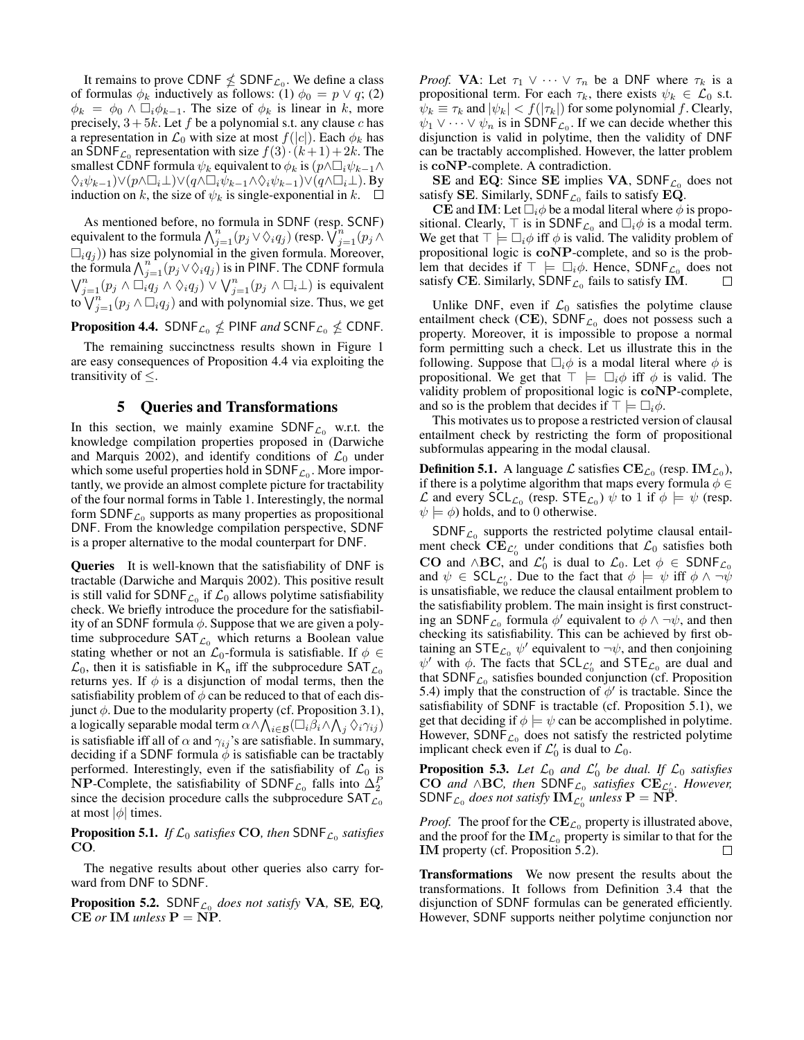It remains to prove $\mathsf{CDNF} \not\leq \mathsf{SDNF}_{\mathcal{L}_0}$. We define a class of formulas $\phi_k$ inductively as follows: (1) $\phi_0 = p \vee q$; (2) $\phi_k = \phi_0 \wedge \Box_i \phi_{k-1}$. The size of $\phi_k$ is linear in $k$, more precisely, $3 + 5k$. Let $f$ be a polynomial s.t. any clause $c$ has a representation in $\mathcal{L}_0$ with size at most $f(|c|)$. Each $\phi_k$ has an $\mathsf{SDNF}_{\mathcal{L}_0}$ representation with size $f(3) \cdot (k+1) + 2k$. The smallest $\mathsf{CDNF}$ formula $\psi_k$ equivalent to $\phi_k$ is $(p \wedge \Box_i \psi_{k-1} \wedge \Diamond_i \psi_{k-1}) \vee (p \wedge \Box_i \bot) \vee (q \wedge \Box_i \psi_{k-1} \wedge \Diamond_i \psi_{k-1}) \vee (q \wedge \Box_i \bot)$. By induction on $k$, the size of $\psi_k$ is single-exponential in $k$. $\Box$

As mentioned before, no formula in $\mathsf{SDNF}$ (resp. $\mathsf{SCNF}$) equivalent to the formula $\bigwedge_{j=1}^{n} (p_j \vee \Diamond_i q_j)$ (resp. $\bigvee_{j=1}^{n} (p_j \wedge \Box_i q_j)$) has size polynomial in the given formula. Moreover, the formula $\bigwedge_{j=1}^{n} (p_j \vee \Diamond_i q_j)$ is in $\mathsf{PINF}$. The $\mathsf{CDNF}$ formula $\bigvee_{j=1}^{n} (p_j \wedge \Box_i q_j \wedge \Diamond_i q_j) \vee \bigvee_{j=1}^{n} (p_j \wedge \Box_i \bot)$ is equivalent to $\bigvee_{j=1}^{n} (p_j \wedge \Box_i q_j)$ and with polynomial size. Thus, we get

**Proposition 4.4.** $\mathsf{SDNF}_{\mathcal{L}_0} \not\leq \mathsf{PINF}$ *and* $\mathsf{SCNF}_{\mathcal{L}_0} \not\leq \mathsf{CDNF}$.

The remaining succinctness results shown in Figure 1 are easy consequences of Proposition 4.4 via exploiting the transitivity of $\leq$.

## 5 Queries and Transformations

In this section, we mainly examine $\mathsf{SDNF}_{\mathcal{L}_0}$ w.r.t. the knowledge compilation properties proposed in (Darwiche and Marquis 2002), and identify conditions of $\mathcal{L}_0$ under which some useful properties hold in $\mathsf{SDNF}_{\mathcal{L}_0}$. More importantly, we provide an almost complete picture for tractability of the four normal forms in Table 1. Interestingly, the normal form $\mathsf{SDNF}_{\mathcal{L}_0}$ supports as many properties as propositional DNF. From the knowledge compilation perspective, SDNF is a proper alternative to the modal counterpart for DNF.

**Queries** It is well-known that the satisfiability of DNF is tractable (Darwiche and Marquis 2002). This positive result is still valid for $\mathsf{SDNF}_{\mathcal{L}_0}$ if $\mathcal{L}_0$ allows polytime satisfiability check. We briefly introduce the procedure for the satisfiability of an SDNF formula $\phi$. Suppose that we are given a polytime subprocedure $\mathsf{SAT}_{\mathcal{L}_0}$ which returns a Boolean value stating whether or not an $\mathcal{L}_0$-formula is satisfiable. If $\phi \in \mathcal{L}_0$, then it is satisfiable in $\mathsf{K_n}$ iff the subprocedure $\mathsf{SAT}_{\mathcal{L}_0}$ returns yes. If $\phi$ is a disjunction of modal terms, then the satisfiability problem of $\phi$ can be reduced to that of each disjunct $\phi$. Due to the modularity property (cf. Proposition 3.1), a logically separable modal term $\alpha \wedge \bigwedge_{i \in \mathcal{B}} (\Box_i \beta_i \wedge \bigwedge_j \Diamond_i \gamma_{ij})$ is satisfiable iff all of $\alpha$ and $\gamma_{ij}$'s are satisfiable. In summary, deciding if a SDNF formula $\phi$ is satisfiable can be tractably performed. Interestingly, even if the satisfiability of $\mathcal{L}_0$ is $\mathbf{NP}$-Complete, the satisfiability of $\mathsf{SDNF}_{\mathcal{L}_0}$ falls into $\Delta_2^P$ since the decision procedure calls the subprocedure $\mathsf{SAT}_{\mathcal{L}_0}$ at most $|\phi|$ times.

**Proposition 5.1.** *If $\mathcal{L}_0$ satisfies* $\mathbf{CO}$, *then* $\mathsf{SDNF}_{\mathcal{L}_0}$ *satisfies* $\mathbf{CO}$.

The negative results about other queries also carry forward from DNF to SDNF.

**Proposition 5.2.** $\mathsf{SDNF}_{\mathcal{L}_0}$ *does not satisfy* $\mathbf{VA}$, $\mathbf{SE}$, $\mathbf{EQ}$, $\mathbf{CE}$ *or* $\mathbf{IM}$ *unless* $\mathbf{P} = \mathbf{NP}$.

*Proof.* $\mathbf{VA}$: Let $\tau_1 \vee \cdots \vee \tau_n$ be a DNF where $\tau_k$ is a propositional term. For each $\tau_k$, there exists $\psi_k \in \mathcal{L}_0$ s.t. $\psi_k \equiv \tau_k$ and $|\psi_k| < f(|\tau_k|)$ for some polynomial $f$. Clearly, $\psi_1 \vee \cdots \vee \psi_n$ is in $\mathsf{SDNF}_{\mathcal{L}_0}$. If we can decide whether this disjunction is valid in polytime, then the validity of DNF can be tractably accomplished. However, the latter problem is $\mathbf{coNP}$-complete. A contradiction.

$\mathbf{SE}$ and $\mathbf{EQ}$: Since $\mathbf{SE}$ implies $\mathbf{VA}$, $\mathsf{SDNF}_{\mathcal{L}_0}$ does not satisfy $\mathbf{SE}$. Similarly, $\mathsf{SDNF}_{\mathcal{L}_0}$ fails to satisfy $\mathbf{EQ}$.

$\mathbf{CE}$ and $\mathbf{IM}$: Let $\Box_i \phi$ be a modal literal where $\phi$ is propositional. Clearly, $\top$ is in $\mathsf{SDNF}_{\mathcal{L}_0}$ and $\Box_i \phi$ is a modal term. We get that $\top \models \Box_i \phi$ iff $\phi$ is valid. The validity problem of propositional logic is $\mathbf{coNP}$-complete, and so is the problem that decides if $\top \models \Box_i \phi$. Hence, $\mathsf{SDNF}_{\mathcal{L}_0}$ does not satisfy $\mathbf{CE}$. Similarly, $\mathsf{SDNF}_{\mathcal{L}_0}$ fails to satisfy $\mathbf{IM}$. $\Box$

Unlike DNF, even if $\mathcal{L}_0$ satisfies the polytime clause entailment check ($\mathbf{CE}$), $\mathsf{SDNF}_{\mathcal{L}_0}$ does not possess such a property. Moreover, it is impossible to propose a normal form permitting such a check. Let us illustrate this in the following. Suppose that $\Box_i \phi$ is a modal literal where $\phi$ is propositional. We get that $\top \models \Box_i \phi$ iff $\phi$ is valid. The validity problem of propositional logic is $\mathbf{coNP}$-complete, and so is the problem that decides if $\top \models \Box_i \phi$.

This motivates us to propose a restricted version of clausal entailment check by restricting the form of propositional subformulas appearing in the modal clausal.

**Definition 5.1.** A language $\mathcal{L}$ satisfies $\mathbf{CE}_{\mathcal{L}_0}$ (resp. $\mathbf{IM}_{\mathcal{L}_0}$), if there is a polytime algorithm that maps every formula $\phi \in \mathcal{L}$ and every $\mathsf{SCL}_{\mathcal{L}_0}$ (resp. $\mathsf{STE}_{\mathcal{L}_0}$) $\psi$ to 1 if $\phi \models \psi$ (resp. $\psi \models \phi$) holds, and to 0 otherwise.

$\mathsf{SDNF}_{\mathcal{L}_0}$ supports the restricted polytime clausal entailment check $\mathbf{CE}_{\mathcal{L}_0'}$ under conditions that $\mathcal{L}_0$ satisfies both $\mathbf{CO}$ and $\wedge\mathbf{BC}$, and $\mathcal{L}_0'$ is dual to $\mathcal{L}_0$. Let $\phi \in \mathsf{SDNF}_{\mathcal{L}_0}$ and $\psi \in \mathsf{SCL}_{\mathcal{L}_0'}$. Due to the fact that $\phi \models \psi$ iff $\phi \wedge \neg\psi$ is unsatisfiable, we reduce the clausal entailment problem to the satisfiability problem. The main insight is first constructing an $\mathsf{SDNF}_{\mathcal{L}_0}$ formula $\phi'$ equivalent to $\phi \wedge \neg\psi$, and then checking its satisfiability. This can be achieved by first obtaining an $\mathsf{STE}_{\mathcal{L}_0}$ $\psi'$ equivalent to $\neg\psi$, and then conjoining $\psi'$ with $\phi$. The facts that $\mathsf{SCL}_{\mathcal{L}_0'}$ and $\mathsf{STE}_{\mathcal{L}_0}$ are dual and that $\mathsf{SDNF}_{\mathcal{L}_0}$ satisfies bounded conjunction (cf. Proposition 5.4) imply that the construction of $\phi'$ is tractable. Since the satisfiability of SDNF is tractable (cf. Proposition 5.1), we get that deciding if $\phi \models \psi$ can be accomplished in polytime. However, $\mathsf{SDNF}_{\mathcal{L}_0}$ does not satisfy the restricted polytime implicant check even if $\mathcal{L}_0'$ is dual to $\mathcal{L}_0$.

**Proposition 5.3.** *Let $\mathcal{L}_0$ and $\mathcal{L}_0'$ be dual. If $\mathcal{L}_0$ satisfies* $\mathbf{CO}$ *and* $\wedge\mathbf{BC}$, *then* $\mathsf{SDNF}_{\mathcal{L}_0}$ *satisfies* $\mathbf{CE}_{\mathcal{L}_0'}$. *However,* $\mathsf{SDNF}_{\mathcal{L}_0}$ *does not satisfy* $\mathbf{IM}_{\mathcal{L}_0'}$ *unless* $\mathbf{P} = \mathbf{NP}$.

*Proof.* The proof for the $\mathbf{CE}_{\mathcal{L}_0}$ property is illustrated above, and the proof for the $\mathbf{IM}_{\mathcal{L}_0}$ property is similar to that for the $\mathbf{IM}$ property (cf. Proposition 5.2). $\Box$

**Transformations** We now present the results about the transformations. It follows from Definition 3.4 that the disjunction of SDNF formulas can be generated efficiently. However, SDNF supports neither polytime conjunction nor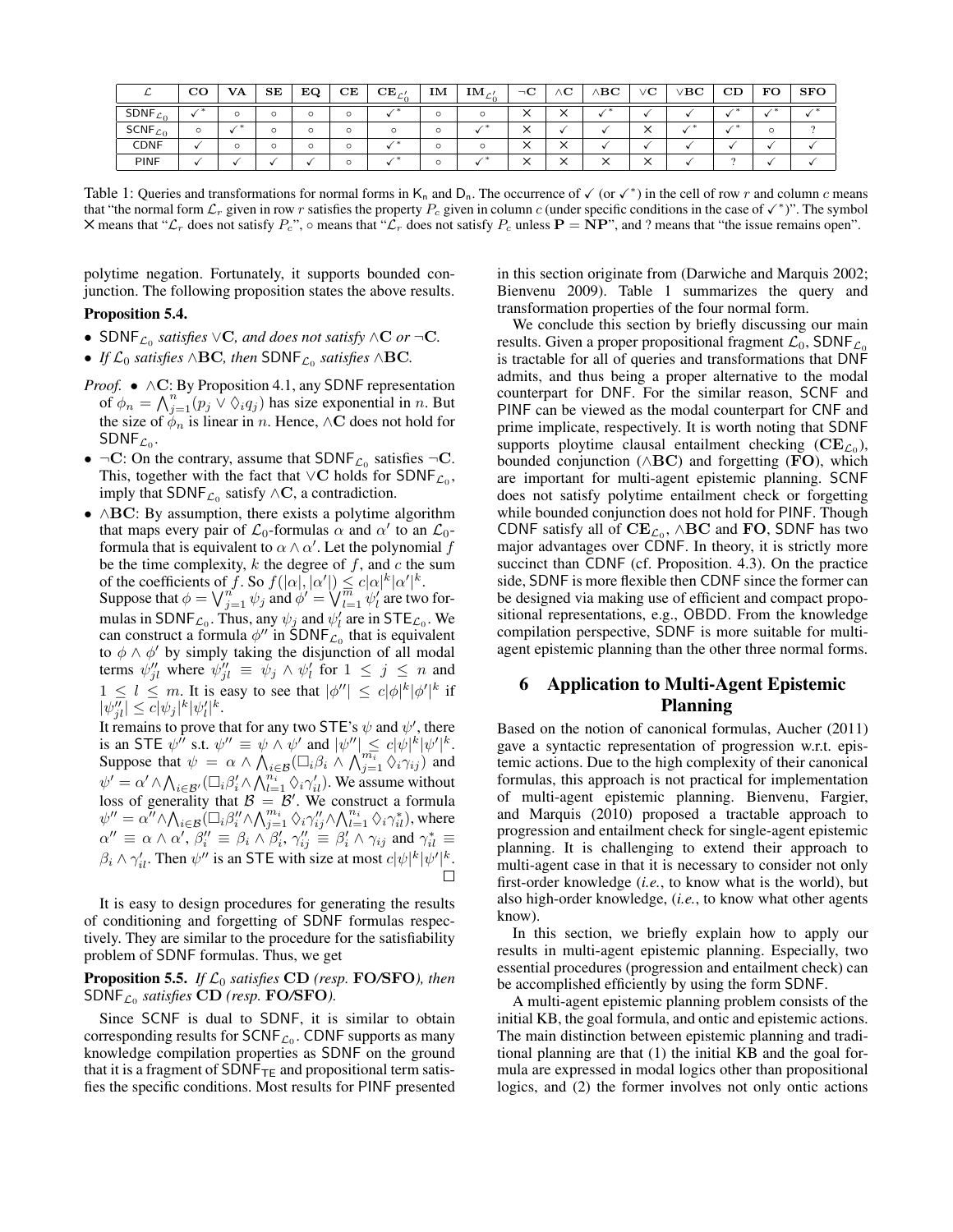| $\mathcal{L}$ | **CO** | **VA** | **SE** | **EQ** | **CE** | $\mathbf{CE}_{\mathcal{L}_0'}$ | **IM** | $\mathbf{IM}_{\mathcal{L}_0'}$ | $\neg$**C** | $\wedge$**C** | $\wedge$**BC** | $\vee$**C** | $\vee$**BC** | **CD** | **FO** | **SFO** |
|---|---|---|---|---|---|---|---|---|---|---|---|---|---|---|---|---|
| $\mathsf{SDNF}_{\mathcal{L}_0}$ | ✓* | ○ | ○ | ○ | ○ | ✓* | ○ | ○ | × | × | ✓* | ✓ | ✓ | ✓* | ✓* | ✓* |
| $\mathsf{SCNF}_{\mathcal{L}_0}$ | ○ | ✓* | ○ | ○ | ○ | ○ | ○ | ✓* | × | ✓ | ✓ | × | ✓* | ✓* | ○ | ? |
| CDNF | ✓ | ○ | ○ | ○ | ○ | ✓* | ○ | ○ | × | × | ✓ | ✓ | ✓ | ✓ | ✓ | ✓ |
| PINF | ✓ | ✓ | ✓ | ✓ | ○ | ✓* | ○ | ✓* | × | × | × | × | ✓ | ? | ✓ | ✓ |

Table 1: Queries and transformations for normal forms in $\mathsf{K}_n$ and $\mathsf{D}_n$. The occurrence of ✓ (or ✓*) in the cell of row $r$ and column $c$ means that "the normal form $\mathcal{L}_r$ given in row $r$ satisfies the property $P_c$ given in column $c$ (under specific conditions in the case of ✓*)". The symbol × means that "$\mathcal{L}_r$ does not satisfy $P_c$", ○ means that "$\mathcal{L}_r$ does not satisfy $P_c$ unless $\mathbf{P} = \mathbf{NP}$", and ? means that "the issue remains open".

polytime negation. Fortunately, it supports bounded conjunction. The following proposition states the above results.

**Proposition 5.4.**

- $\mathsf{SDNF}_{\mathcal{L}_0}$ *satisfies* $\vee\mathbf{C}$*, and does not satisfy* $\wedge\mathbf{C}$ *or* $\neg\mathbf{C}$*.*
- *If* $\mathcal{L}_0$ *satisfies* $\wedge\mathbf{BC}$*, then* $\mathsf{SDNF}_{\mathcal{L}_0}$ *satisfies* $\wedge\mathbf{BC}$*.*

*Proof.*
- $\wedge\mathbf{C}$: By Proposition 4.1, any SDNF representation of $\phi_n = \bigwedge_{j=1}^{n}(p_j \vee \Diamond_i q_j)$ has size exponential in $n$. But the size of $\phi_n$ is linear in $n$. Hence, $\wedge\mathbf{C}$ does not hold for $\mathsf{SDNF}_{\mathcal{L}_0}$.
- $\neg\mathbf{C}$: On the contrary, assume that $\mathsf{SDNF}_{\mathcal{L}_0}$ satisfies $\neg\mathbf{C}$. This, together with the fact that $\vee\mathbf{C}$ holds for $\mathsf{SDNF}_{\mathcal{L}_0}$, imply that $\mathsf{SDNF}_{\mathcal{L}_0}$ satisfy $\wedge\mathbf{C}$, a contradiction.
- $\wedge\mathbf{BC}$: By assumption, there exists a polytime algorithm that maps every pair of $\mathcal{L}_0$-formulas $\alpha$ and $\alpha'$ to an $\mathcal{L}_0$-formula that is equivalent to $\alpha \wedge \alpha'$. Let the polynomial $f$ be the time complexity, $k$ the degree of $f$, and $c$ the sum of the coefficients of $f$. So $f(|\alpha|, |\alpha'|) \leq c|\alpha|^k|\alpha'|^k$.
  Suppose that $\phi = \bigvee_{j=1}^{n} \psi_j$ and $\phi' = \bigvee_{l=1}^{m} \psi_l'$ are two formulas in $\mathsf{SDNF}_{\mathcal{L}_0}$. Thus, any $\psi_j$ and $\psi_l'$ are in $\mathsf{STE}_{\mathcal{L}_0}$. We can construct a formula $\phi''$ in $\mathsf{SDNF}_{\mathcal{L}_0}$ that is equivalent to $\phi \wedge \phi'$ by simply taking the disjunction of all modal terms $\psi_{jl}''$ where $\psi_{jl}'' \equiv \psi_j \wedge \psi_l'$ for $1 \leq j \leq n$ and $1 \leq l \leq m$. It is easy to see that $|\phi''| \leq c|\phi|^k|\phi'|^k$ if $|\psi_{jl}''| \leq c|\psi_j|^k|\psi_l'|^k$.
  It remains to prove that for any two STE's $\psi$ and $\psi'$, there is an STE $\psi''$ s.t. $\psi'' \equiv \psi \wedge \psi'$ and $|\psi''| \leq c|\psi|^k|\psi'|^k$. Suppose that $\psi = \alpha \wedge \bigwedge_{i \in \mathcal{B}}(\Box_i \beta_i \wedge \bigwedge_{j=1}^{m_i} \Diamond_i \gamma_{ij})$ and $\psi' = \alpha' \wedge \bigwedge_{i \in \mathcal{B}'}(\Box_i \beta_i' \wedge \bigwedge_{l=1}^{n_i} \Diamond_i \gamma_{il}')$. We assume without loss of generality that $\mathcal{B} = \mathcal{B}'$. We construct a formula $\psi'' = \alpha'' \wedge \bigwedge_{i \in \mathcal{B}}(\Box_i \beta_i'' \wedge \bigwedge_{j=1}^{m_i} \Diamond_i \gamma_{ij}'' \wedge \bigwedge_{l=1}^{n_i} \Diamond_i \gamma_{il}^*)$, where $\alpha'' \equiv \alpha \wedge \alpha'$, $\beta_i'' \equiv \beta_i \wedge \beta_i'$, $\gamma_{ij}'' \equiv \beta_i' \wedge \gamma_{ij}$ and $\gamma_{il}^* \equiv \beta_i \wedge \gamma_{il}'$. Then $\psi''$ is an STE with size at most $c|\psi|^k|\psi'|^k$. □

It is easy to design procedures for generating the results of conditioning and forgetting of SDNF formulas respectively. They are similar to the procedure for the satisfiability problem of SDNF formulas. Thus, we get

**Proposition 5.5.** *If* $\mathcal{L}_0$ *satisfies* **CD** *(resp.* **FO/SFO***), then* $\mathsf{SDNF}_{\mathcal{L}_0}$ *satisfies* **CD** *(resp.* **FO/SFO***).*

Since SCNF is dual to SDNF, it is similar to obtain corresponding results for $\mathsf{SCNF}_{\mathcal{L}_0}$. CDNF supports as many knowledge compilation properties as SDNF on the ground that it is a fragment of $\mathsf{SDNF}_{\mathsf{TE}}$ and propositional term satisfies the specific conditions. Most results for PINF presented in this section originate from (Darwiche and Marquis 2002; Bienvenu 2009). Table 1 summarizes the query and transformation properties of the four normal form.

We conclude this section by briefly discussing our main results. Given a proper propositional fragment $\mathcal{L}_0$, $\mathsf{SDNF}_{\mathcal{L}_0}$ is tractable for all of queries and transformations that DNF admits, and thus being a proper alternative to the modal counterpart for DNF. For the similar reason, SCNF and PINF can be viewed as the modal counterpart for CNF and prime implicate, respectively. It is worth noting that SDNF supports ploytime clausal entailment checking ($\mathbf{CE}_{\mathcal{L}_0}$), bounded conjunction ($\wedge\mathbf{BC}$) and forgetting (**FO**), which are important for multi-agent epistemic planning. SCNF does not satisfy polytime entailment check or forgetting while bounded conjunction does not hold for PINF. Though CDNF satisfy all of $\mathbf{CE}_{\mathcal{L}_0}$, $\wedge\mathbf{BC}$ and **FO**, SDNF has two major advantages over CDNF. In theory, it is strictly more succinct than CDNF (cf. Proposition. 4.3). On the practice side, SDNF is more flexible then CDNF since the former can be designed via making use of efficient and compact propositional representations, e.g., OBDD. From the knowledge compilation perspective, SDNF is more suitable for multi-agent epistemic planning than the other three normal forms.

## 6 Application to Multi-Agent Epistemic Planning

Based on the notion of canonical formulas, Aucher (2011) gave a syntactic representation of progression w.r.t. epistemic actions. Due to the high complexity of their canonical formulas, this approach is not practical for implementation of multi-agent epistemic planning. Bienvenu, Fargier, and Marquis (2010) proposed a tractable approach to progression and entailment check for single-agent epistemic planning. It is challenging to extend their approach to multi-agent case in that it is necessary to consider not only first-order knowledge (*i.e.*, to know what is the world), but also high-order knowledge, (*i.e.*, to know what other agents know).

In this section, we briefly explain how to apply our results in multi-agent epistemic planning. Especially, two essential procedures (progression and entailment check) can be accomplished efficiently by using the form SDNF.

A multi-agent epistemic planning problem consists of the initial KB, the goal formula, and ontic and epistemic actions. The main distinction between epistemic planning and traditional planning are that (1) the initial KB and the goal formula are expressed in modal logics other than propositional logics, and (2) the former involves not only ontic actions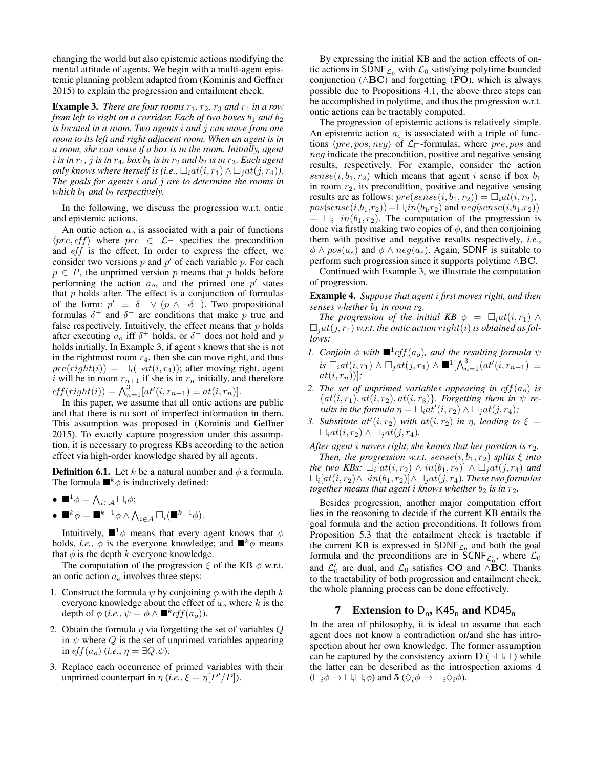changing the world but also epistemic actions modifying the mental attitude of agents. We begin with a multi-agent epistemic planning problem adapted from (Kominis and Geffner 2015) to explain the progression and entailment check.

**Example 3.** *There are four rooms $r_1$, $r_2$, $r_3$ and $r_4$ in a row from left to right on a corridor. Each of two boxes $b_1$ and $b_2$ is located in a room. Two agents $i$ and $j$ can move from one room to its left and right adjacent room. When an agent is in a room, she can sense if a box is in the room. Initially, agent $i$ is in $r_1$, $j$ is in $r_4$, box $b_1$ is in $r_2$ and $b_2$ is in $r_3$. Each agent only knows where herself is (i.e., $\Box_i at(i, r_1) \wedge \Box_j at(j, r_4)$). The goals for agents $i$ and $j$ are to determine the rooms in which $b_1$ and $b_2$ respectively.*

In the following, we discuss the progression w.r.t. ontic and epistemic actions.

An ontic action $a_o$ is associated with a pair of functions $\langle pre, eff \rangle$ where $pre \in \mathcal{L}_\Box$ specifies the precondition and $eff$ is the effect. In order to express the effect, we consider two versions $p$ and $p'$ of each variable $p$. For each $p \in P$, the unprimed version $p$ means that $p$ holds before performing the action $a_o$, and the primed one $p'$ states that $p$ holds after. The effect is a conjunction of formulas of the form: $p' \equiv \delta^+ \vee (p \wedge \neg\delta^-)$. Two propositional formulas $\delta^+$ and $\delta^-$ are conditions that make $p$ true and false respectively. Intuitively, the effect means that $p$ holds after executing $a_o$ iff $\delta^+$ holds, or $\delta^-$ does not hold and $p$ holds initially. In Example 3, if agent $i$ knows that she is not in the rightmost room $r_4$, then she can move right, and thus $pre(right(i)) = \Box_i(\neg at(i, r_4))$; after moving right, agent $i$ will be in room $r_{n+1}$ if she is in $r_n$ initially, and therefore $eff(right(i)) = \bigwedge_{n=1}^{3}[at'(i, r_{n+1}) \equiv at(i, r_n)]$.

In this paper, we assume that all ontic actions are public and that there is no sort of imperfect information in them. This assumption was proposed in (Kominis and Geffner 2015). To exactly capture progression under this assumption, it is necessary to progress KBs according to the action effect via high-order knowledge shared by all agents.

**Definition 6.1.** Let $k$ be a natural number and $\phi$ a formula. The formula $\blacksquare^k\phi$ is inductively defined:

- $\blacksquare^1\phi = \bigwedge_{i \in \mathcal{A}} \Box_i\phi$;
- $\blacksquare^k\phi = \blacksquare^{k-1}\phi \wedge \bigwedge_{i \in \mathcal{A}} \Box_i(\blacksquare^{k-1}\phi)$.

Intuitively, $\blacksquare^1\phi$ means that every agent knows that $\phi$ holds, *i.e.*, $\phi$ is the everyone knowledge; and $\blacksquare^k\phi$ means that $\phi$ is the depth $k$ everyone knowledge.

The computation of the progression $\xi$ of the KB $\phi$ w.r.t. an ontic action $a_o$ involves three steps:

1. Construct the formula $\psi$ by conjoining $\phi$ with the depth $k$ everyone knowledge about the effect of $a_o$ where $k$ is the depth of $\phi$ (*i.e.*, $\psi = \phi \wedge \blacksquare^k eff(a_o)$).
2. Obtain the formula $\eta$ via forgetting the set of variables $Q$ in $\psi$ where $Q$ is the set of unprimed variables appearing in $eff(a_o)$ (*i.e.*, $\eta = \exists Q.\psi$).
3. Replace each occurrence of primed variables with their unprimed counterpart in $\eta$ (*i.e.*, $\xi = \eta[P'/P]$).

By expressing the initial KB and the action effects of ontic actions in $\mathsf{SDNF}_{\mathcal{L}_0}$ with $\mathcal{L}_0$ satisfying polytime bounded conjunction ($\wedge\mathbf{BC}$) and forgetting ($\mathbf{FO}$), which is always possible due to Propositions 4.1, the above three steps can be accomplished in polytime, and thus the progression w.r.t. ontic actions can be tractably computed.

The progression of epistemic actions is relatively simple. An epistemic action $a_e$ is associated with a triple of functions $\langle pre, pos, neg \rangle$ of $\mathcal{L}_\Box$-formulas, where $pre, pos$ and $neg$ indicate the precondition, positive and negative sensing results, respectively. For example, consider the action $sense(i, b_1, r_2)$ which means that agent $i$ sense if box $b_1$ in room $r_2$, its precondition, positive and negative sensing results are as follows: $pre(sense(i, b_1, r_2)) = \Box_i at(i, r_2)$, $pos(sense(i, b_1, r_2)) = \Box_i in(b_1, r_2)$ and $neg(sense(i, b_1, r_2)) = \Box_i \neg in(b_1, r_2)$. The computation of the progression is done via firstly making two copies of $\phi$, and then conjoining them with positive and negative results respectively, *i.e.*, $\phi \wedge pos(a_e)$ and $\phi \wedge neg(a_e)$. Again, $\mathsf{SDNF}$ is suitable to perform such progression since it supports polytime $\wedge\mathbf{BC}$.

Continued with Example 3, we illustrate the computation of progression.

**Example 4.** *Suppose that agent $i$ first moves right, and then senses whether $b_1$ in room $r_2$.*

*The progression of the initial KB $\phi = \Box_i at(i, r_1) \wedge \Box_j at(j, r_4)$ w.r.t. the ontic action $right(i)$ is obtained as follows:*

1. *Conjoin $\phi$ with $\blacksquare^1 eff(a_o)$, and the resulting formula $\psi$ is $\Box_i at(i, r_1) \wedge \Box_j at(j, r_4) \wedge \blacksquare^1[\bigwedge_{n=1}^{3}(at'(i, r_{n+1}) \equiv at(i, r_n))]$;*
2. *The set of unprimed variables appearing in $eff(a_o)$ is $\{at(i, r_1), at(i, r_2), at(i, r_3)\}$. Forgetting them in $\psi$ results in the formula $\eta = \Box_i at'(i, r_2) \wedge \Box_j at(j, r_4)$;*
3. *Substitute $at'(i, r_2)$ with $at(i, r_2)$ in $\eta$, leading to $\xi = \Box_i at(i, r_2) \wedge \Box_j at(j, r_4)$.*

*After agent $i$ moves right, she knows that her position is $r_2$.*

*Then, the progression w.r.t. $sense(i, b_1, r_2)$ splits $\xi$ into the two KBs: $\Box_i[at(i, r_2) \wedge in(b_1, r_2)] \wedge \Box_j at(j, r_4)$ and $\Box_i[at(i, r_2) \wedge \neg in(b_1, r_2)] \wedge \Box_j at(j, r_4)$. These two formulas together means that agent $i$ knows whether $b_2$ is in $r_2$.*

Besides progression, another major computation effort lies in the reasoning to decide if the current KB entails the goal formula and the action preconditions. It follows from Proposition 5.3 that the entailment check is tractable if the current KB is expressed in $\mathsf{SDNF}_{\mathcal{L}_0}$ and both the goal formula and the preconditions are in $\mathsf{SCNF}_{\mathcal{L}'_0}$, where $\mathcal{L}_0$ and $\mathcal{L}'_0$ are dual, and $\mathcal{L}_0$ satisfies $\mathbf{CO}$ and $\wedge\mathbf{BC}$. Thanks to the tractability of both progression and entailment check, the whole planning process can be done effectively.

## 7 Extension to $\mathsf{D_n}$, $\mathsf{K45_n}$ and $\mathsf{KD45_n}$

In the area of philosophy, it is ideal to assume that each agent does not know a contradiction or/and she has introspection about her own knowledge. The former assumption can be captured by the consistency axiom $\mathbf{D}$ ($\neg\Box_i\bot$) while the latter can be described as the introspection axioms $\mathbf{4}$ ($\Box_i\phi \rightarrow \Box_i\Box_i\phi$) and $\mathbf{5}$ ($\Diamond_i\phi \rightarrow \Box_i\Diamond_i\phi$).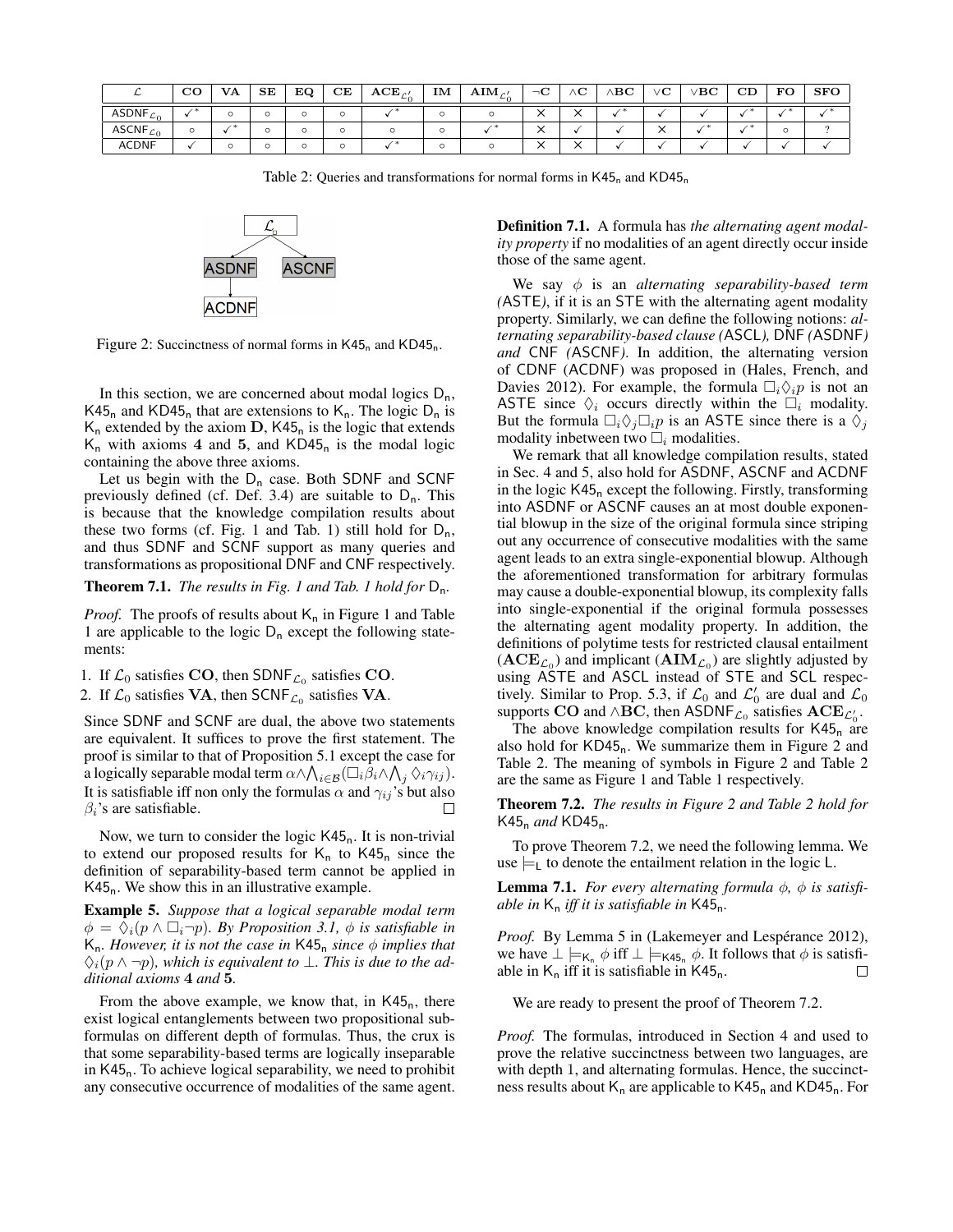| $\mathcal{L}$ | CO | VA | SE | EQ | CE | $\mathbf{ACE}_{\mathcal{L}'_0}$ | IM | $\mathbf{AIM}_{\mathcal{L}'_0}$ | $\neg$C | $\wedge$C | $\wedge$BC | $\vee$C | $\vee$BC | CD | FO | SFO |
|---|---|---|---|---|---|---|---|---|---|---|---|---|---|---|---|---|
| $\mathsf{ASDNF}_{\mathcal{L}_0}$ | ✓* | ∘ | ∘ | ∘ | ∘ | ✓* | ∘ | ∘ | × | × | ✓* | ✓ | ✓ | ✓* | ✓* | ✓* |
| $\mathsf{ASCNF}_{\mathcal{L}_0}$ | ∘ | ✓* | ∘ | ∘ | ∘ | ∘ | ∘ | ✓* | × | ✓ | ✓ | × | ✓* | ✓* | ∘ | ? |
| ACDNF | ✓ | ∘ | ∘ | ∘ | ∘ | ✓* | ∘ | ∘ | × | × | ✓ | ✓ | ✓ | ✓ | ✓ | ✓ |

Table 2: Queries and transformations for normal forms in $\mathsf{K45_n}$ and $\mathsf{KD45_n}$

$\mathcal{L}_0$ → ASDNF, ASCNF; ASDNF → ACDNF

Figure 2: Succinctness of normal forms in $\mathsf{K45_n}$ and $\mathsf{KD45_n}$.

In this section, we are concerned about modal logics $\mathsf{D_n}$, $\mathsf{K45_n}$ and $\mathsf{KD45_n}$ that are extensions to $\mathsf{K_n}$. The logic $\mathsf{D_n}$ is $\mathsf{K_n}$ extended by the axiom $\mathbf{D}$, $\mathsf{K45_n}$ is the logic that extends $\mathsf{K_n}$ with axioms $\mathbf{4}$ and $\mathbf{5}$, and $\mathsf{KD45_n}$ is the modal logic containing the above three axioms.

Let us begin with the $\mathsf{D_n}$ case. Both SDNF and SCNF previously defined (cf. Def. 3.4) are suitable to $\mathsf{D_n}$. This is because that the knowledge compilation results about these two forms (cf. Fig. 1 and Tab. 1) still hold for $\mathsf{D_n}$, and thus SDNF and SCNF support as many queries and transformations as propositional DNF and CNF respectively.

**Theorem 7.1.** *The results in Fig. 1 and Tab. 1 hold for* $\mathsf{D_n}$.

*Proof.* The proofs of results about $\mathsf{K_n}$ in Figure 1 and Table 1 are applicable to the logic $\mathsf{D_n}$ except the following statements:

1. If $\mathcal{L}_0$ satisfies $\mathbf{CO}$, then $\mathsf{SDNF}_{\mathcal{L}_0}$ satisfies $\mathbf{CO}$.
2. If $\mathcal{L}_0$ satisfies $\mathbf{VA}$, then $\mathsf{SCNF}_{\mathcal{L}_0}$ satisfies $\mathbf{VA}$.

Since SDNF and SCNF are dual, the above two statements are equivalent. It suffices to prove the first statement. The proof is similar to that of Proposition 5.1 except the case for a logically separable modal term $\alpha \wedge \bigwedge_{i \in \mathcal{B}} (\Box_i \beta_i \wedge \bigwedge_j \Diamond_i \gamma_{ij})$. It is satisfiable iff non only the formulas $\alpha$ and $\gamma_{ij}$'s but also $\beta_i$'s are satisfiable. □

Now, we turn to consider the logic $\mathsf{K45_n}$. It is non-trivial to extend our proposed results for $\mathsf{K_n}$ to $\mathsf{K45_n}$ since the definition of separability-based term cannot be applied in $\mathsf{K45_n}$. We show this in an illustrative example.

**Example 5.** *Suppose that a logical separable modal term* $\phi = \Diamond_i (p \wedge \Box_i \neg p)$. *By Proposition 3.1,* $\phi$ *is satisfiable in* $\mathsf{K_n}$. *However, it is not the case in* $\mathsf{K45_n}$ *since* $\phi$ *implies that* $\Diamond_i (p \wedge \neg p)$, *which is equivalent to* $\bot$. *This is due to the additional axioms* $\mathbf{4}$ *and* $\mathbf{5}$.

From the above example, we know that, in $\mathsf{K45_n}$, there exist logical entanglements between two propositional subformulas on different depth of formulas. Thus, the crux is that some separability-based terms are logically inseparable in $\mathsf{K45_n}$. To achieve logical separability, we need to prohibit any consecutive occurrence of modalities of the same agent.

**Definition 7.1.** A formula has *the alternating agent modality property* if no modalities of an agent directly occur inside those of the same agent.

We say $\phi$ is an *alternating separability-based term (*ASTE*)*, if it is an STE with the alternating agent modality property. Similarly, we can define the following notions: *alternating separability-based clause (*ASCL*),* DNF *(*ASDNF*) and* CNF *(*ASCNF*)*. In addition, the alternating version of CDNF (ACDNF) was proposed in (Hales, French, and Davies 2012). For example, the formula $\Box_i \Diamond_i p$ is not an ASTE since $\Diamond_i$ occurs directly within the $\Box_i$ modality. But the formula $\Box_i \Diamond_j \Box_i p$ is an ASTE since there is a $\Diamond_j$ modality inbetween two $\Box_i$ modalities.

We remark that all knowledge compilation results, stated in Sec. 4 and 5, also hold for ASDNF, ASCNF and ACDNF in the logic $\mathsf{K45_n}$ except the following. Firstly, transforming into ASDNF or ASCNF causes an at most double exponential blowup in the size of the original formula since striping out any occurrence of consecutive modalities with the same agent leads to an extra single-exponential blowup. Although the aforementioned transformation for arbitrary formulas may cause a double-exponential blowup, its complexity falls into single-exponential if the original formula possesses the alternating agent modality property. In addition, the definitions of polytime tests for restricted clausal entailment ($\mathbf{ACE}_{\mathcal{L}_0}$) and implicant ($\mathbf{AIM}_{\mathcal{L}_0}$) are slightly adjusted by using ASTE and ASCL instead of STE and SCL respectively. Similar to Prop. 5.3, if $\mathcal{L}_0$ and $\mathcal{L}'_0$ are dual and $\mathcal{L}_0$ supports $\mathbf{CO}$ and $\wedge\mathbf{BC}$, then $\mathsf{ASDNF}_{\mathcal{L}_0}$ satisfies $\mathbf{ACE}_{\mathcal{L}'_0}$.

The above knowledge compilation results for $\mathsf{K45_n}$ are also hold for $\mathsf{KD45_n}$. We summarize them in Figure 2 and Table 2. The meaning of symbols in Figure 2 and Table 2 are the same as Figure 1 and Table 1 respectively.

**Theorem 7.2.** *The results in Figure 2 and Table 2 hold for* $\mathsf{K45_n}$ *and* $\mathsf{KD45_n}$.

To prove Theorem 7.2, we need the following lemma. We use $\models_{\mathsf{L}}$ to denote the entailment relation in the logic L.

**Lemma 7.1.** *For every alternating formula* $\phi$, $\phi$ *is satisfiable in* $\mathsf{K_n}$ *iff it is satisfiable in* $\mathsf{K45_n}$.

*Proof.* By Lemma 5 in (Lakemeyer and Lespérance 2012), we have $\bot \models_{\mathsf{K_n}} \phi$ iff $\bot \models_{\mathsf{K45_n}} \phi$. It follows that $\phi$ is satisfiable in $\mathsf{K_n}$ iff it is satisfiable in $\mathsf{K45_n}$. □

We are ready to present the proof of Theorem 7.2.

*Proof.* The formulas, introduced in Section 4 and used to prove the relative succinctness between two languages, are with depth 1, and alternating formulas. Hence, the succinctness results about $\mathsf{K_n}$ are applicable to $\mathsf{K45_n}$ and $\mathsf{KD45_n}$. For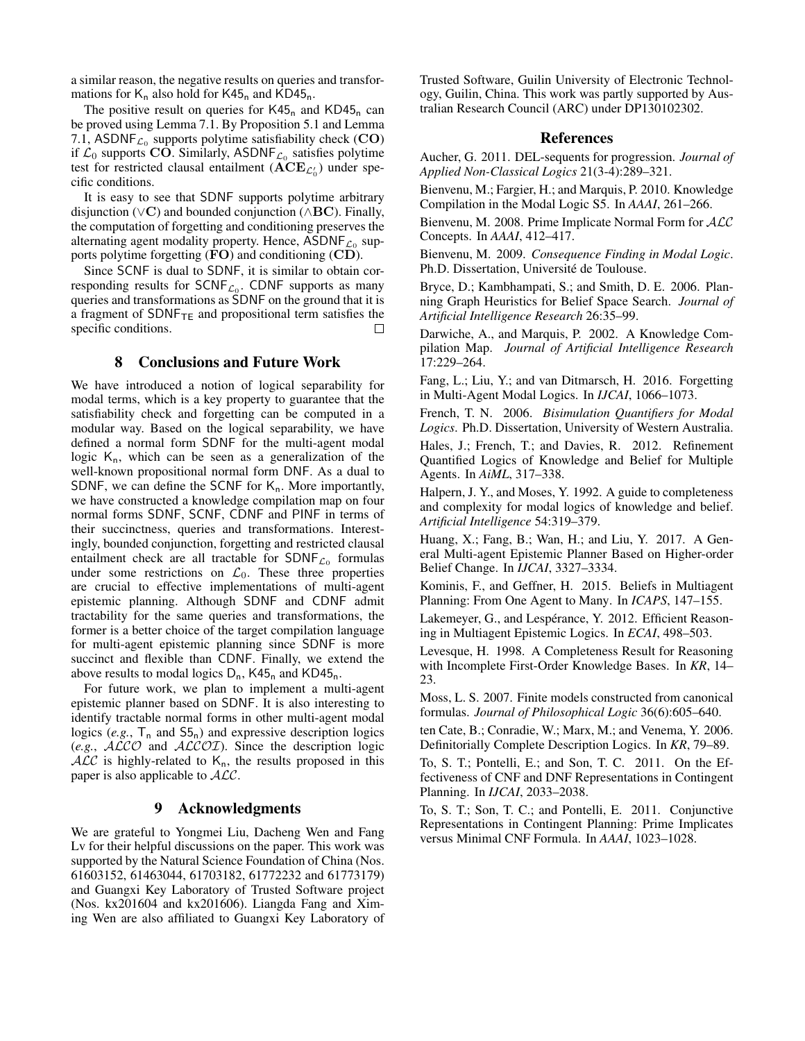a similar reason, the negative results on queries and transformations for $\mathsf{K_n}$ also hold for $\mathsf{K45_n}$ and $\mathsf{KD45_n}$.

The positive result on queries for $\mathsf{K45_n}$ and $\mathsf{KD45_n}$ can be proved using Lemma 7.1. By Proposition 5.1 and Lemma 7.1, $\mathsf{ASDNF}_{\mathcal{L}_0}$ supports polytime satisfiability check ($\mathbf{CO}$) if $\mathcal{L}_0$ supports $\mathbf{CO}$. Similarly, $\mathsf{ASDNF}_{\mathcal{L}_0}$ satisfies polytime test for restricted clausal entailment ($\mathbf{ACE}_{\mathcal{L}_0'}$) under specific conditions.

It is easy to see that $\mathsf{SDNF}$ supports polytime arbitrary disjunction ($\vee\mathbf{C}$) and bounded conjunction ($\wedge\mathbf{BC}$). Finally, the computation of forgetting and conditioning preserves the alternating agent modality property. Hence, $\mathsf{ASDNF}_{\mathcal{L}_0}$ supports polytime forgetting ($\mathbf{FO}$) and conditioning ($\mathbf{CD}$).

Since $\mathsf{SCNF}$ is dual to $\mathsf{SDNF}$, it is similar to obtain corresponding results for $\mathsf{SCNF}_{\mathcal{L}_0}$. $\mathsf{CDNF}$ supports as many queries and transformations as $\mathsf{SDNF}$ on the ground that it is a fragment of $\mathsf{SDNF}_{\mathsf{TE}}$ and propositional term satisfies the specific conditions. □

## 8 Conclusions and Future Work

We have introduced a notion of logical separability for modal terms, which is a key property to guarantee that the satisfiability check and forgetting can be computed in a modular way. Based on the logical separability, we have defined a normal form $\mathsf{SDNF}$ for the multi-agent modal logic $\mathsf{K_n}$, which can be seen as a generalization of the well-known propositional normal form DNF. As a dual to $\mathsf{SDNF}$, we can define the $\mathsf{SCNF}$ for $\mathsf{K_n}$. More importantly, we have constructed a knowledge compilation map on four normal forms $\mathsf{SDNF}$, $\mathsf{SCNF}$, $\mathsf{CDNF}$ and $\mathsf{PINF}$ in terms of their succinctness, queries and transformations. Interestingly, bounded conjunction, forgetting and restricted clausal entailment check are all tractable for $\mathsf{SDNF}_{\mathcal{L}_0}$ formulas under some restrictions on $\mathcal{L}_0$. These three properties are crucial to effective implementations of multi-agent epistemic planning. Although $\mathsf{SDNF}$ and $\mathsf{CDNF}$ admit tractability for the same queries and transformations, the former is a better choice of the target compilation language for multi-agent epistemic planning since $\mathsf{SDNF}$ is more succinct and flexible than $\mathsf{CDNF}$. Finally, we extend the above results to modal logics $\mathsf{D_n}$, $\mathsf{K45_n}$ and $\mathsf{KD45_n}$.

For future work, we plan to implement a multi-agent epistemic planner based on $\mathsf{SDNF}$. It is also interesting to identify tractable normal forms in other multi-agent modal logics (*e.g.*, $\mathsf{T_n}$ and $\mathsf{S5_n}$) and expressive description logics (*e.g.*, $\mathcal{ALCO}$ and $\mathcal{ALCOI}$). Since the description logic $\mathcal{ALC}$ is highly-related to $\mathsf{K_n}$, the results proposed in this paper is also applicable to $\mathcal{ALC}$.

## 9 Acknowledgments

We are grateful to Yongmei Liu, Dacheng Wen and Fang Lv for their helpful discussions on the paper. This work was supported by the Natural Science Foundation of China (Nos. 61603152, 61463044, 61703182, 61772232 and 61773179) and Guangxi Key Laboratory of Trusted Software project (Nos. kx201604 and kx201606). Liangda Fang and Ximing Wen are also affiliated to Guangxi Key Laboratory of Trusted Software, Guilin University of Electronic Technology, Guilin, China. This work was partly supported by Australian Research Council (ARC) under DP130102302.

## References

Aucher, G. 2011. DEL-sequents for progression. *Journal of Applied Non-Classical Logics* 21(3-4):289–321.

Bienvenu, M.; Fargier, H.; and Marquis, P. 2010. Knowledge Compilation in the Modal Logic S5. In *AAAI*, 261–266.

Bienvenu, M. 2008. Prime Implicate Normal Form for $\mathcal{ALC}$ Concepts. In *AAAI*, 412–417.

Bienvenu, M. 2009. *Consequence Finding in Modal Logic*. Ph.D. Dissertation, Université de Toulouse.

Bryce, D.; Kambhampati, S.; and Smith, D. E. 2006. Planning Graph Heuristics for Belief Space Search. *Journal of Artificial Intelligence Research* 26:35–99.

Darwiche, A., and Marquis, P. 2002. A Knowledge Compilation Map. *Journal of Artificial Intelligence Research* 17:229–264.

Fang, L.; Liu, Y.; and van Ditmarsch, H. 2016. Forgetting in Multi-Agent Modal Logics. In *IJCAI*, 1066–1073.

French, T. N. 2006. *Bisimulation Quantifiers for Modal Logics*. Ph.D. Dissertation, University of Western Australia.

Hales, J.; French, T.; and Davies, R. 2012. Refinement Quantified Logics of Knowledge and Belief for Multiple Agents. In *AiML*, 317–338.

Halpern, J. Y., and Moses, Y. 1992. A guide to completeness and complexity for modal logics of knowledge and belief. *Artificial Intelligence* 54:319–379.

Huang, X.; Fang, B.; Wan, H.; and Liu, Y. 2017. A General Multi-agent Epistemic Planner Based on Higher-order Belief Change. In *IJCAI*, 3327–3334.

Kominis, F., and Geffner, H. 2015. Beliefs in Multiagent Planning: From One Agent to Many. In *ICAPS*, 147–155.

Lakemeyer, G., and Lespérance, Y. 2012. Efficient Reasoning in Multiagent Epistemic Logics. In *ECAI*, 498–503.

Levesque, H. 1998. A Completeness Result for Reasoning with Incomplete First-Order Knowledge Bases. In *KR*, 14–23.

Moss, L. S. 2007. Finite models constructed from canonical formulas. *Journal of Philosophical Logic* 36(6):605–640.

ten Cate, B.; Conradie, W.; Marx, M.; and Venema, Y. 2006. Definitorially Complete Description Logics. In *KR*, 79–89.

To, S. T.; Pontelli, E.; and Son, T. C. 2011. On the Effectiveness of CNF and DNF Representations in Contingent Planning. In *IJCAI*, 2033–2038.

To, S. T.; Son, T. C.; and Pontelli, E. 2011. Conjunctive Representations in Contingent Planning: Prime Implicates versus Minimal CNF Formula. In *AAAI*, 1023–1028.